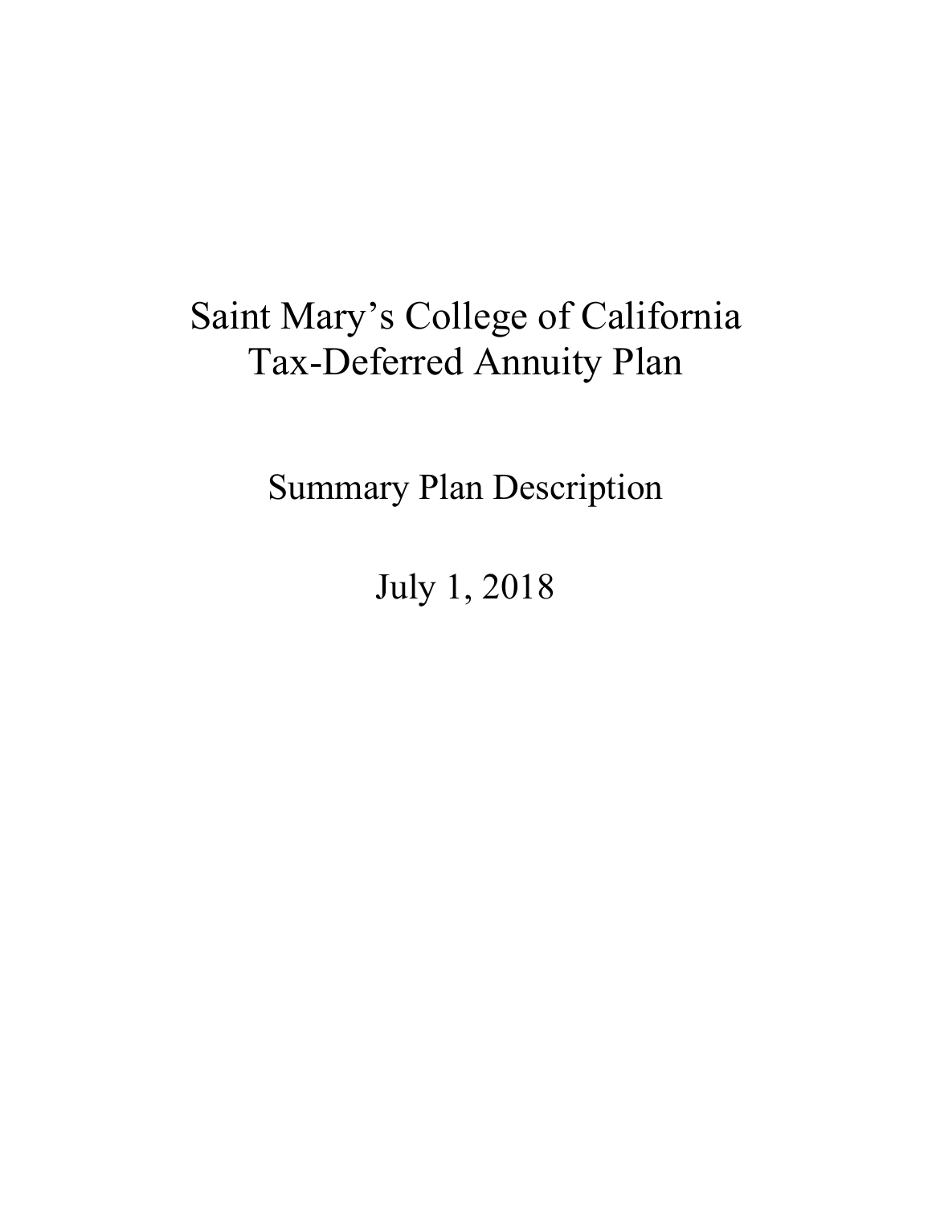# Saint Mary's College of California Tax-Deferred Annuity Plan

## Summary Plan Description

## July 1, 2018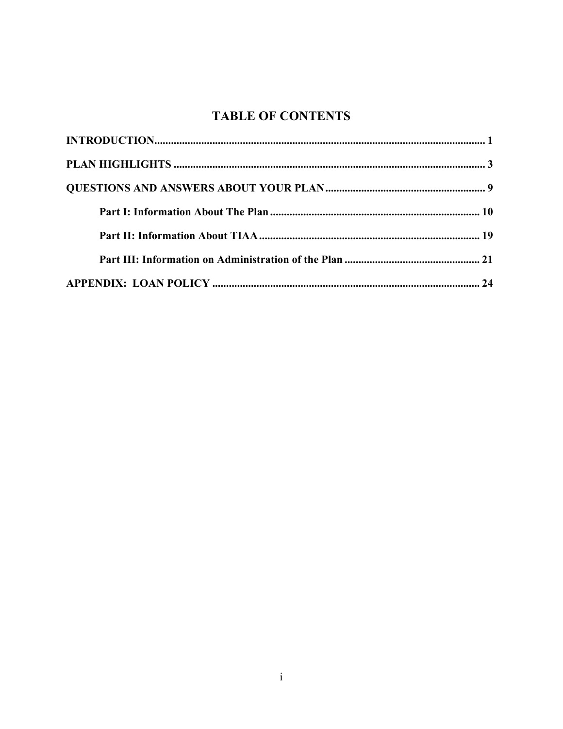# TABLE OF CONTENTS

**INTRODUCTION** ........................................................................................................................ **1**

**PLAN HIGHLIGHTS** ................................................................................................................ **3**

**QUESTIONS AND ANSWERS ABOUT YOUR PLAN** ........................................................... **9**

- **Part I: Information About The Plan** ........................................................................... **10**
- **Part II: Information About TIAA** ................................................................................ **19**
- **Part III: Information on Administration of the Plan** ................................................. **21**

**APPENDIX: LOAN POLICY** ................................................................................................. **24**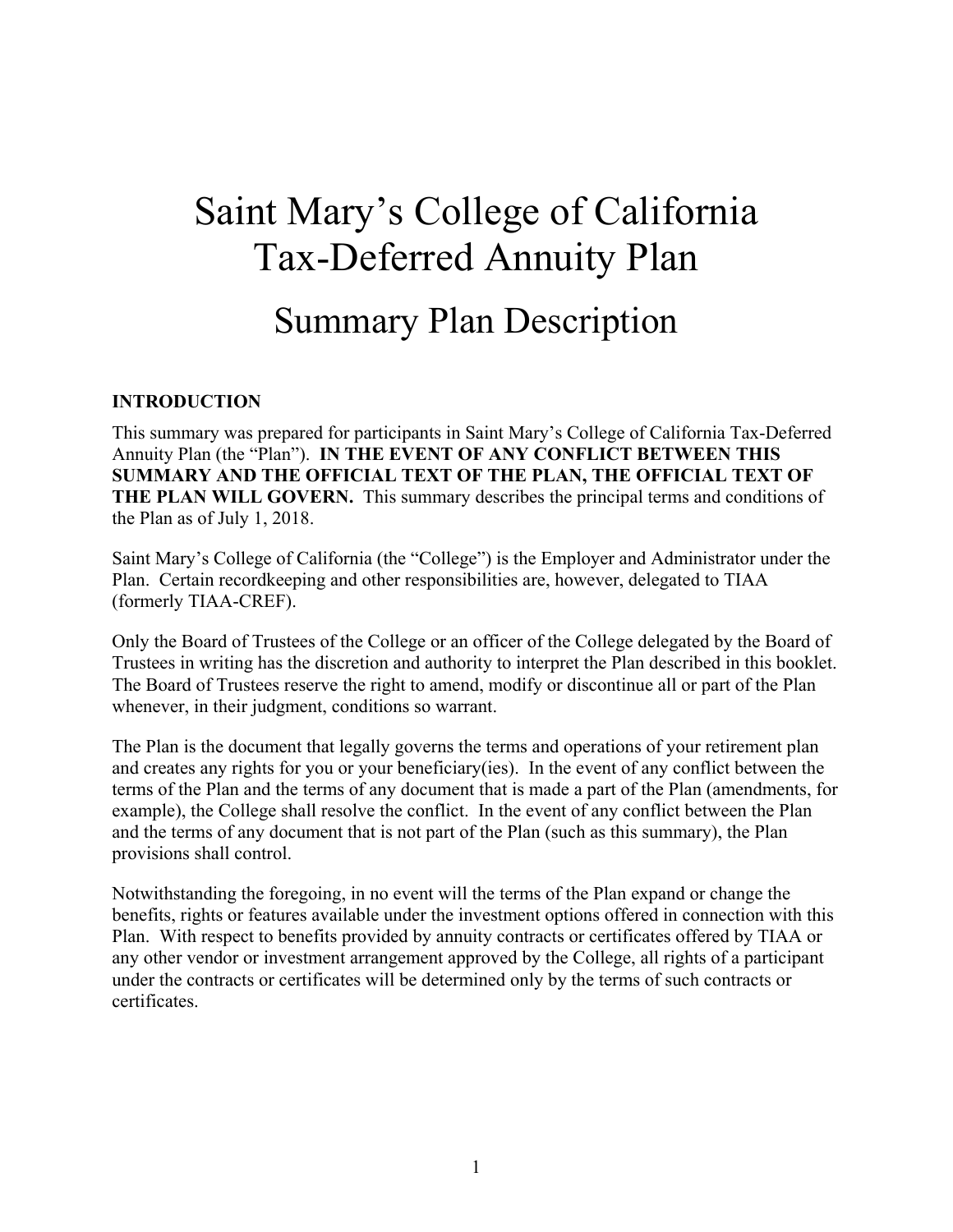# Saint Mary's College of California Tax-Deferred Annuity Plan

## Summary Plan Description

### INTRODUCTION

This summary was prepared for participants in Saint Mary's College of California Tax-Deferred Annuity Plan (the "Plan"). **IN THE EVENT OF ANY CONFLICT BETWEEN THIS SUMMARY AND THE OFFICIAL TEXT OF THE PLAN, THE OFFICIAL TEXT OF THE PLAN WILL GOVERN.** This summary describes the principal terms and conditions of the Plan as of July 1, 2018.

Saint Mary's College of California (the "College") is the Employer and Administrator under the Plan. Certain recordkeeping and other responsibilities are, however, delegated to TIAA (formerly TIAA-CREF).

Only the Board of Trustees of the College or an officer of the College delegated by the Board of Trustees in writing has the discretion and authority to interpret the Plan described in this booklet. The Board of Trustees reserve the right to amend, modify or discontinue all or part of the Plan whenever, in their judgment, conditions so warrant.

The Plan is the document that legally governs the terms and operations of your retirement plan and creates any rights for you or your beneficiary(ies). In the event of any conflict between the terms of the Plan and the terms of any document that is made a part of the Plan (amendments, for example), the College shall resolve the conflict. In the event of any conflict between the Plan and the terms of any document that is not part of the Plan (such as this summary), the Plan provisions shall control.

Notwithstanding the foregoing, in no event will the terms of the Plan expand or change the benefits, rights or features available under the investment options offered in connection with this Plan. With respect to benefits provided by annuity contracts or certificates offered by TIAA or any other vendor or investment arrangement approved by the College, all rights of a participant under the contracts or certificates will be determined only by the terms of such contracts or certificates.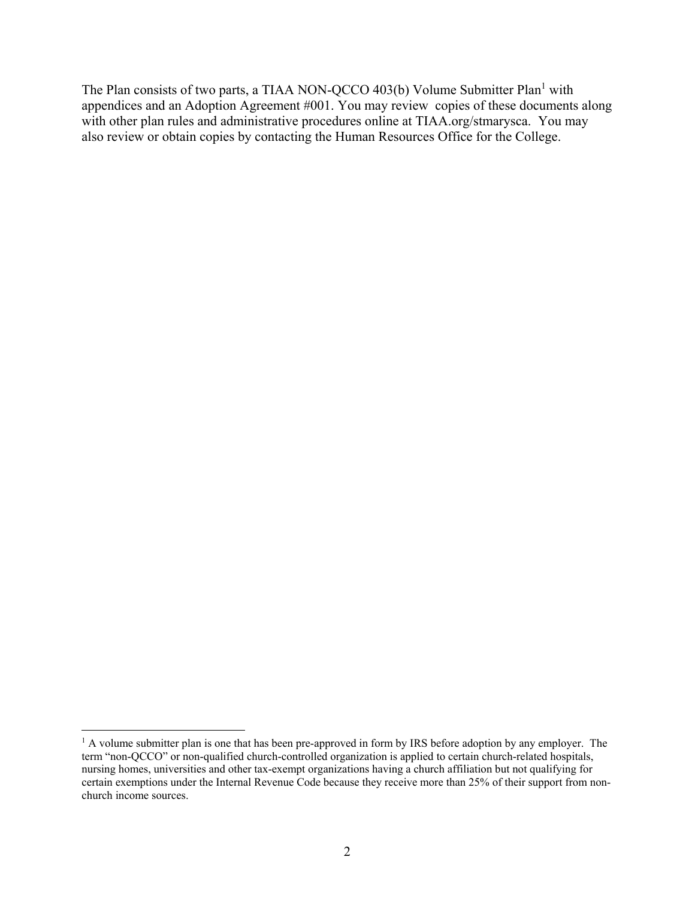The Plan consists of two parts, a TIAA NON-QCCO 403(b) Volume Submitter Plan[1] with appendices and an Adoption Agreement #001. You may review copies of these documents along with other plan rules and administrative procedures online at TIAA.org/stmarysca. You may also review or obtain copies by contacting the Human Resources Office for the College.

[1] A volume submitter plan is one that has been pre-approved in form by IRS before adoption by any employer. The term "non-QCCO" or non-qualified church-controlled organization is applied to certain church-related hospitals, nursing homes, universities and other tax-exempt organizations having a church affiliation but not qualifying for certain exemptions under the Internal Revenue Code because they receive more than 25% of their support from non-church income sources.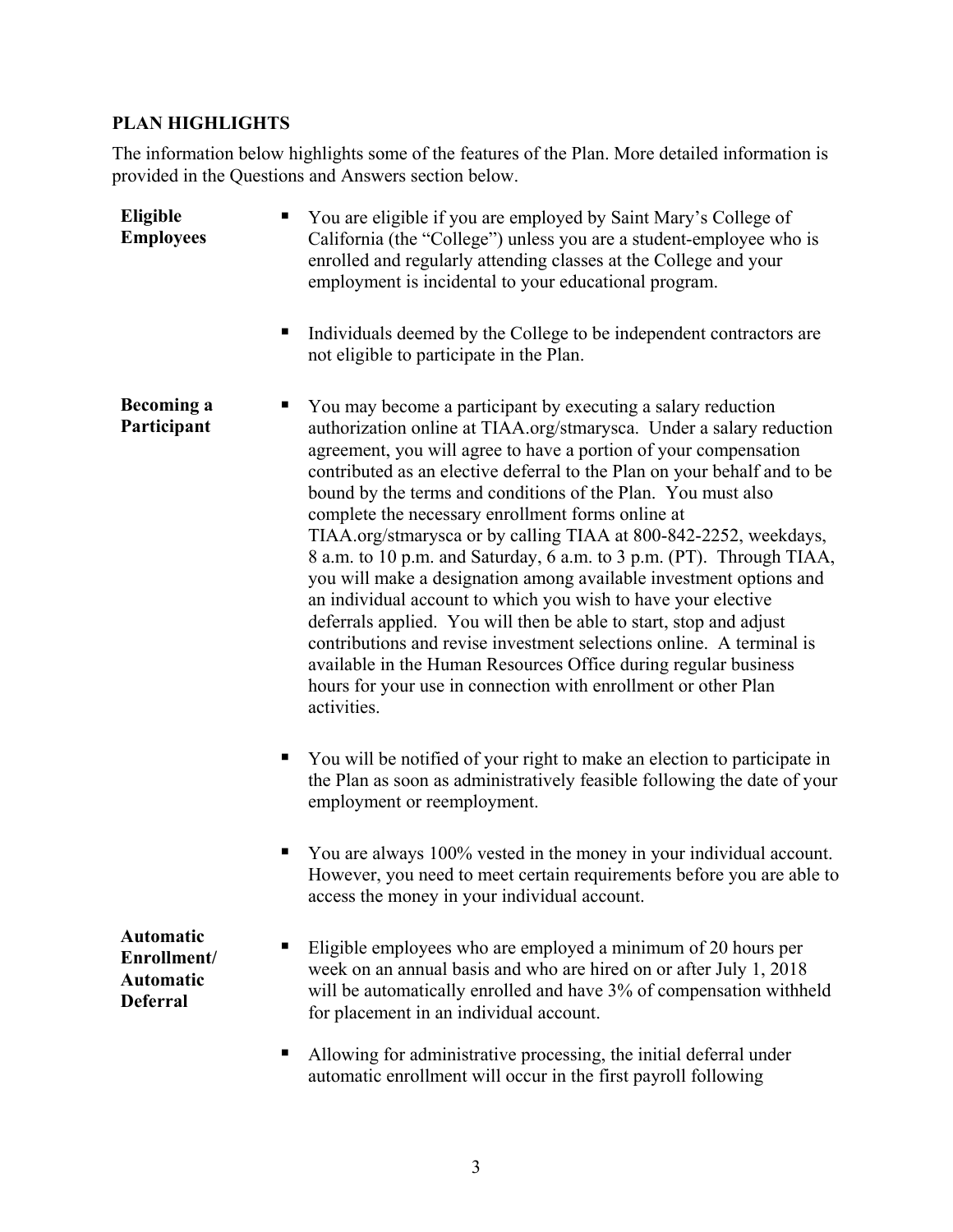## PLAN HIGHLIGHTS

The information below highlights some of the features of the Plan. More detailed information is provided in the Questions and Answers section below.

**Eligible Employees**

- You are eligible if you are employed by Saint Mary's College of California (the "College") unless you are a student-employee who is enrolled and regularly attending classes at the College and your employment is incidental to your educational program.
- Individuals deemed by the College to be independent contractors are not eligible to participate in the Plan.

**Becoming a Participant**

- You may become a participant by executing a salary reduction authorization online at TIAA.org/stmarysca. Under a salary reduction agreement, you will agree to have a portion of your compensation contributed as an elective deferral to the Plan on your behalf and to be bound by the terms and conditions of the Plan. You must also complete the necessary enrollment forms online at TIAA.org/stmarysca or by calling TIAA at 800-842-2252, weekdays, 8 a.m. to 10 p.m. and Saturday, 6 a.m. to 3 p.m. (PT). Through TIAA, you will make a designation among available investment options and an individual account to which you wish to have your elective deferrals applied. You will then be able to start, stop and adjust contributions and revise investment selections online. A terminal is available in the Human Resources Office during regular business hours for your use in connection with enrollment or other Plan activities.
- You will be notified of your right to make an election to participate in the Plan as soon as administratively feasible following the date of your employment or reemployment.
- You are always 100% vested in the money in your individual account. However, you need to meet certain requirements before you are able to access the money in your individual account.

**Automatic Enrollment/ Automatic Deferral**

- Eligible employees who are employed a minimum of 20 hours per week on an annual basis and who are hired on or after July 1, 2018 will be automatically enrolled and have 3% of compensation withheld for placement in an individual account.
- Allowing for administrative processing, the initial deferral under automatic enrollment will occur in the first payroll following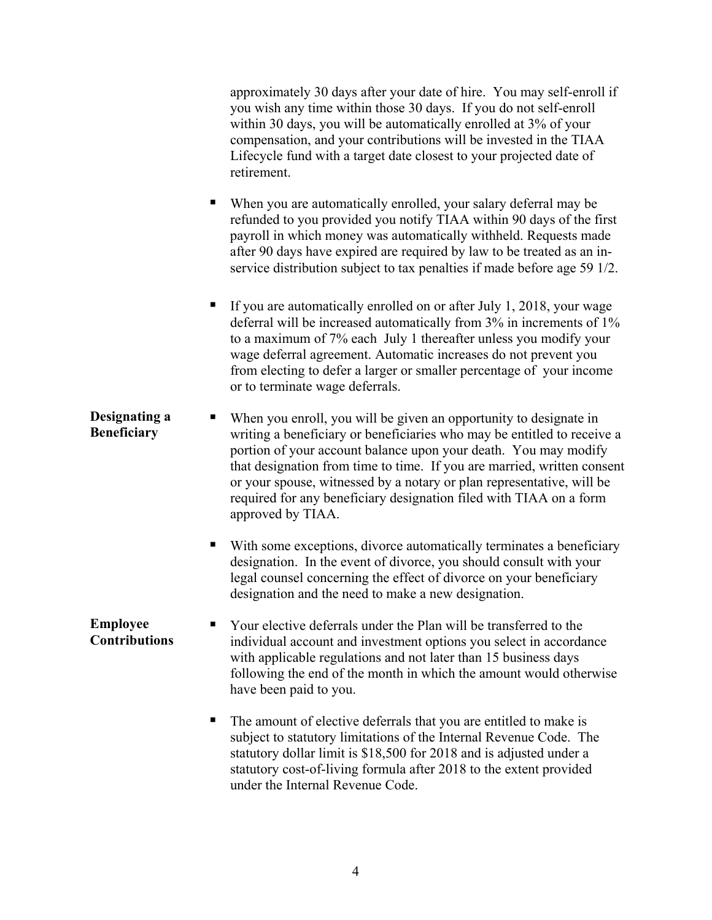approximately 30 days after your date of hire. You may self-enroll if you wish any time within those 30 days. If you do not self-enroll within 30 days, you will be automatically enrolled at 3% of your compensation, and your contributions will be invested in the TIAA Lifecycle fund with a target date closest to your projected date of retirement.

- When you are automatically enrolled, your salary deferral may be refunded to you provided you notify TIAA within 90 days of the first payroll in which money was automatically withheld. Requests made after 90 days have expired are required by law to be treated as an in-service distribution subject to tax penalties if made before age 59 1/2.

- If you are automatically enrolled on or after July 1, 2018, your wage deferral will be increased automatically from 3% in increments of 1% to a maximum of 7% each July 1 thereafter unless you modify your wage deferral agreement. Automatic increases do not prevent you from electing to defer a larger or smaller percentage of your income or to terminate wage deferrals.

**Designating a Beneficiary**

- When you enroll, you will be given an opportunity to designate in writing a beneficiary or beneficiaries who may be entitled to receive a portion of your account balance upon your death. You may modify that designation from time to time. If you are married, written consent or your spouse, witnessed by a notary or plan representative, will be required for any beneficiary designation filed with TIAA on a form approved by TIAA.

- With some exceptions, divorce automatically terminates a beneficiary designation. In the event of divorce, you should consult with your legal counsel concerning the effect of divorce on your beneficiary designation and the need to make a new designation.

**Employee Contributions**

- Your elective deferrals under the Plan will be transferred to the individual account and investment options you select in accordance with applicable regulations and not later than 15 business days following the end of the month in which the amount would otherwise have been paid to you.

- The amount of elective deferrals that you are entitled to make is subject to statutory limitations of the Internal Revenue Code. The statutory dollar limit is $18,500 for 2018 and is adjusted under a statutory cost-of-living formula after 2018 to the extent provided under the Internal Revenue Code.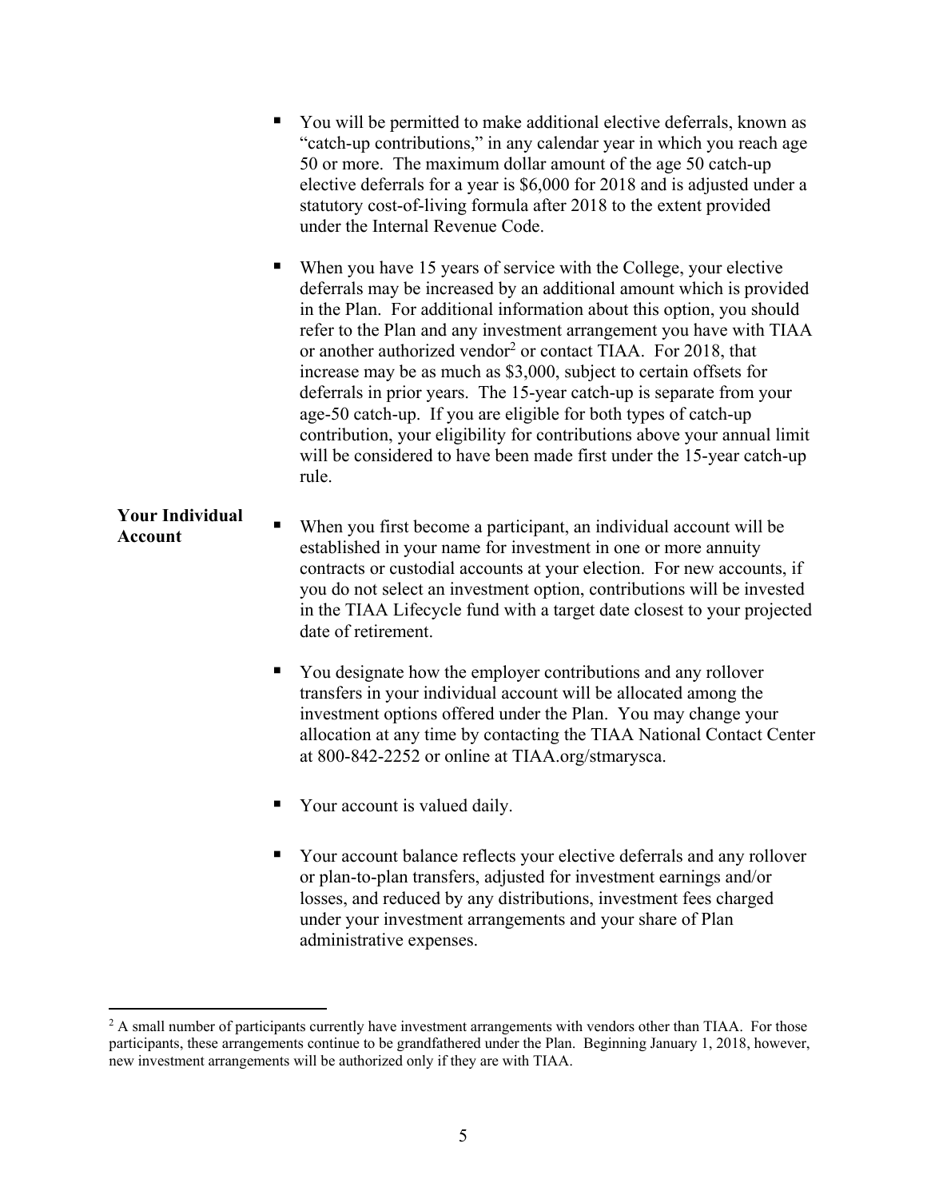- You will be permitted to make additional elective deferrals, known as "catch-up contributions," in any calendar year in which you reach age 50 or more. The maximum dollar amount of the age 50 catch-up elective deferrals for a year is $6,000 for 2018 and is adjusted under a statutory cost-of-living formula after 2018 to the extent provided under the Internal Revenue Code.

- When you have 15 years of service with the College, your elective deferrals may be increased by an additional amount which is provided in the Plan. For additional information about this option, you should refer to the Plan and any investment arrangement you have with TIAA or another authorized vendor[2] or contact TIAA. For 2018, that increase may be as much as $3,000, subject to certain offsets for deferrals in prior years. The 15-year catch-up is separate from your age-50 catch-up. If you are eligible for both types of catch-up contribution, your eligibility for contributions above your annual limit will be considered to have been made first under the 15-year catch-up rule.

**Your Individual Account**

- When you first become a participant, an individual account will be established in your name for investment in one or more annuity contracts or custodial accounts at your election. For new accounts, if you do not select an investment option, contributions will be invested in the TIAA Lifecycle fund with a target date closest to your projected date of retirement.

- You designate how the employer contributions and any rollover transfers in your individual account will be allocated among the investment options offered under the Plan. You may change your allocation at any time by contacting the TIAA National Contact Center at 800-842-2252 or online at TIAA.org/stmarysca.

- Your account is valued daily.

- Your account balance reflects your elective deferrals and any rollover or plan-to-plan transfers, adjusted for investment earnings and/or losses, and reduced by any distributions, investment fees charged under your investment arrangements and your share of Plan administrative expenses.

---

[2] A small number of participants currently have investment arrangements with vendors other than TIAA. For those participants, these arrangements continue to be grandfathered under the Plan. Beginning January 1, 2018, however, new investment arrangements will be authorized only if they are with TIAA.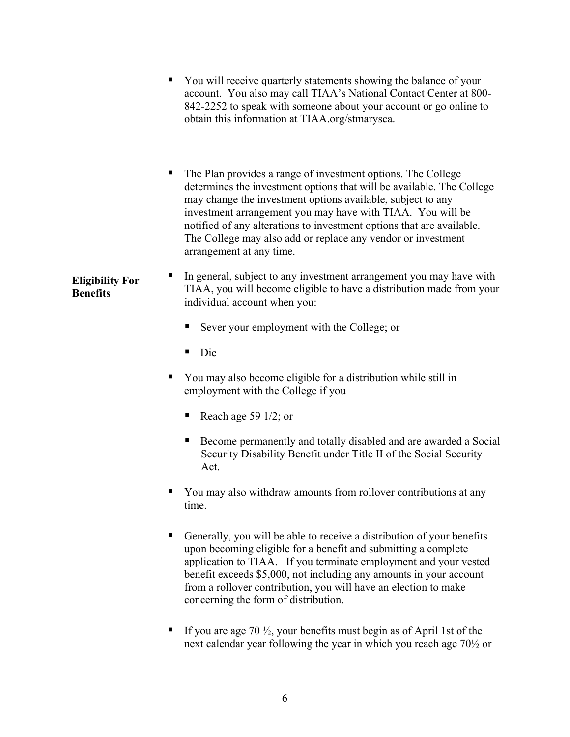- You will receive quarterly statements showing the balance of your account. You also may call TIAA's National Contact Center at 800-842-2252 to speak with someone about your account or go online to obtain this information at TIAA.org/stmarysca.

- The Plan provides a range of investment options. The College determines the investment options that will be available. The College may change the investment options available, subject to any investment arrangement you may have with TIAA. You will be notified of any alterations to investment options that are available. The College may also add or replace any vendor or investment arrangement at any time.

**Eligibility For Benefits**

- In general, subject to any investment arrangement you may have with TIAA, you will become eligible to have a distribution made from your individual account when you:
  - Sever your employment with the College; or
  - Die

- You may also become eligible for a distribution while still in employment with the College if you
  - Reach age 59 1/2; or
  - Become permanently and totally disabled and are awarded a Social Security Disability Benefit under Title II of the Social Security Act.

- You may also withdraw amounts from rollover contributions at any time.

- Generally, you will be able to receive a distribution of your benefits upon becoming eligible for a benefit and submitting a complete application to TIAA. If you terminate employment and your vested benefit exceeds $5,000, not including any amounts in your account from a rollover contribution, you will have an election to make concerning the form of distribution.

- If you are age 70 ½, your benefits must begin as of April 1st of the next calendar year following the year in which you reach age 70½ or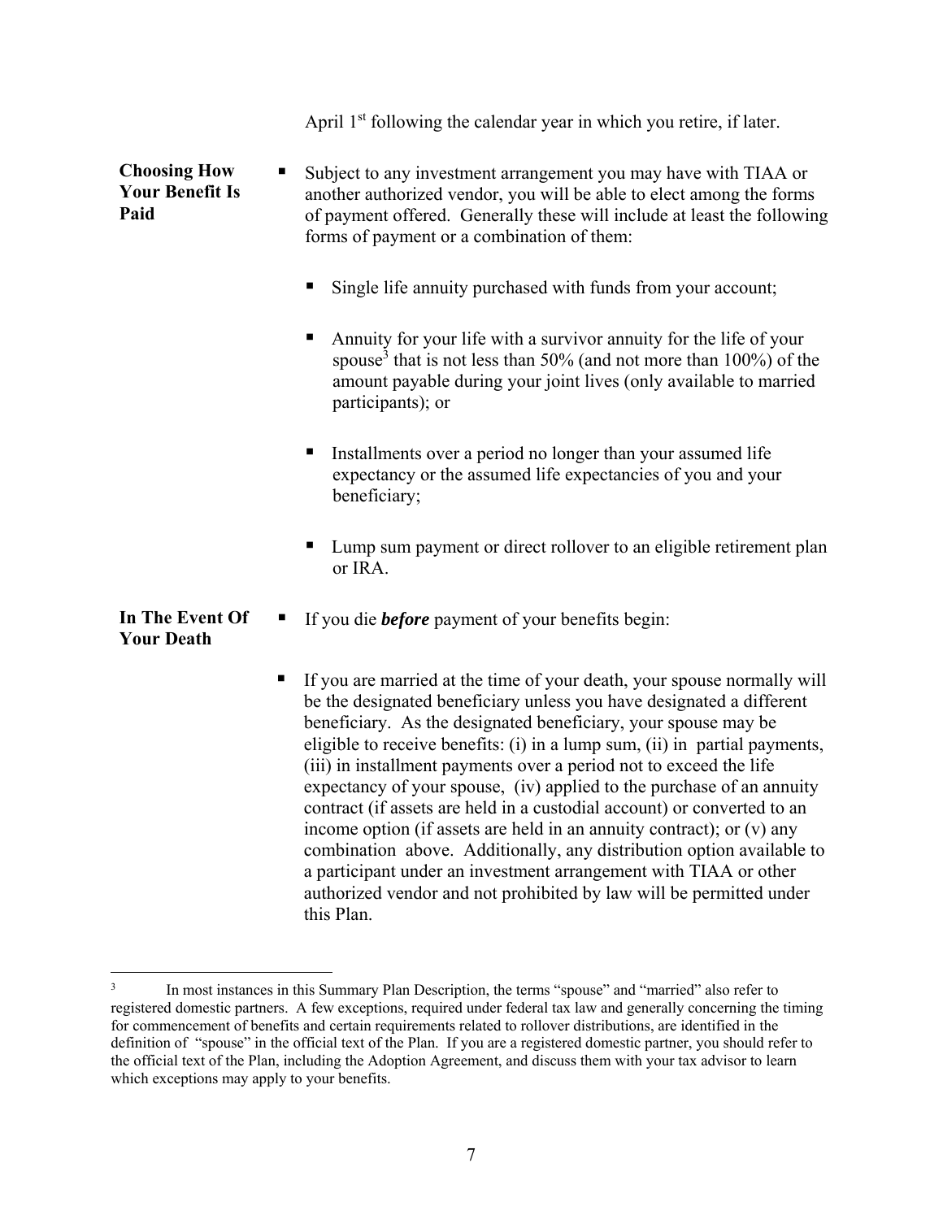April 1st following the calendar year in which you retire, if later.

**Choosing How Your Benefit Is Paid**

- Subject to any investment arrangement you may have with TIAA or another authorized vendor, you will be able to elect among the forms of payment offered. Generally these will include at least the following forms of payment or a combination of them:

  - Single life annuity purchased with funds from your account;

  - Annuity for your life with a survivor annuity for the life of your spouse[3] that is not less than 50% (and not more than 100%) of the amount payable during your joint lives (only available to married participants); or

  - Installments over a period no longer than your assumed life expectancy or the assumed life expectancies of you and your beneficiary;

  - Lump sum payment or direct rollover to an eligible retirement plan or IRA.

**In The Event Of Your Death**

- If you die ***before*** payment of your benefits begin:

- If you are married at the time of your death, your spouse normally will be the designated beneficiary unless you have designated a different beneficiary. As the designated beneficiary, your spouse may be eligible to receive benefits: (i) in a lump sum, (ii) in partial payments, (iii) in installment payments over a period not to exceed the life expectancy of your spouse, (iv) applied to the purchase of an annuity contract (if assets are held in a custodial account) or converted to an income option (if assets are held in an annuity contract); or (v) any combination above. Additionally, any distribution option available to a participant under an investment arrangement with TIAA or other authorized vendor and not prohibited by law will be permitted under this Plan.

---

[3] In most instances in this Summary Plan Description, the terms "spouse" and "married" also refer to registered domestic partners. A few exceptions, required under federal tax law and generally concerning the timing for commencement of benefits and certain requirements related to rollover distributions, are identified in the definition of "spouse" in the official text of the Plan. If you are a registered domestic partner, you should refer to the official text of the Plan, including the Adoption Agreement, and discuss them with your tax advisor to learn which exceptions may apply to your benefits.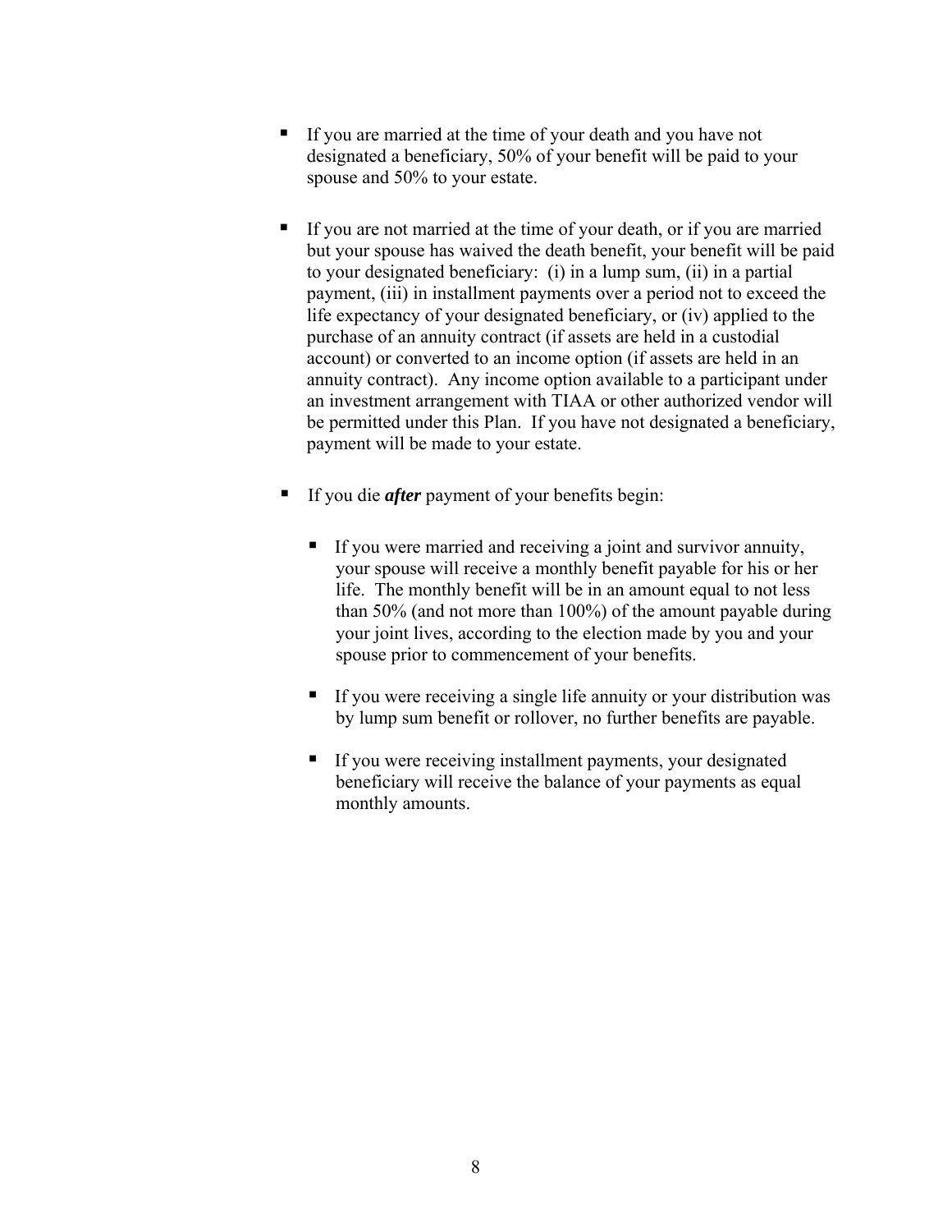- If you are married at the time of your death and you have not designated a beneficiary, 50% of your benefit will be paid to your spouse and 50% to your estate.

- If you are not married at the time of your death, or if you are married but your spouse has waived the death benefit, your benefit will be paid to your designated beneficiary: (i) in a lump sum, (ii) in a partial payment, (iii) in installment payments over a period not to exceed the life expectancy of your designated beneficiary, or (iv) applied to the purchase of an annuity contract (if assets are held in a custodial account) or converted to an income option (if assets are held in an annuity contract). Any income option available to a participant under an investment arrangement with TIAA or other authorized vendor will be permitted under this Plan. If you have not designated a beneficiary, payment will be made to your estate.

- If you die ***after*** payment of your benefits begin:

  - If you were married and receiving a joint and survivor annuity, your spouse will receive a monthly benefit payable for his or her life. The monthly benefit will be in an amount equal to not less than 50% (and not more than 100%) of the amount payable during your joint lives, according to the election made by you and your spouse prior to commencement of your benefits.

  - If you were receiving a single life annuity or your distribution was by lump sum benefit or rollover, no further benefits are payable.

  - If you were receiving installment payments, your designated beneficiary will receive the balance of your payments as equal monthly amounts.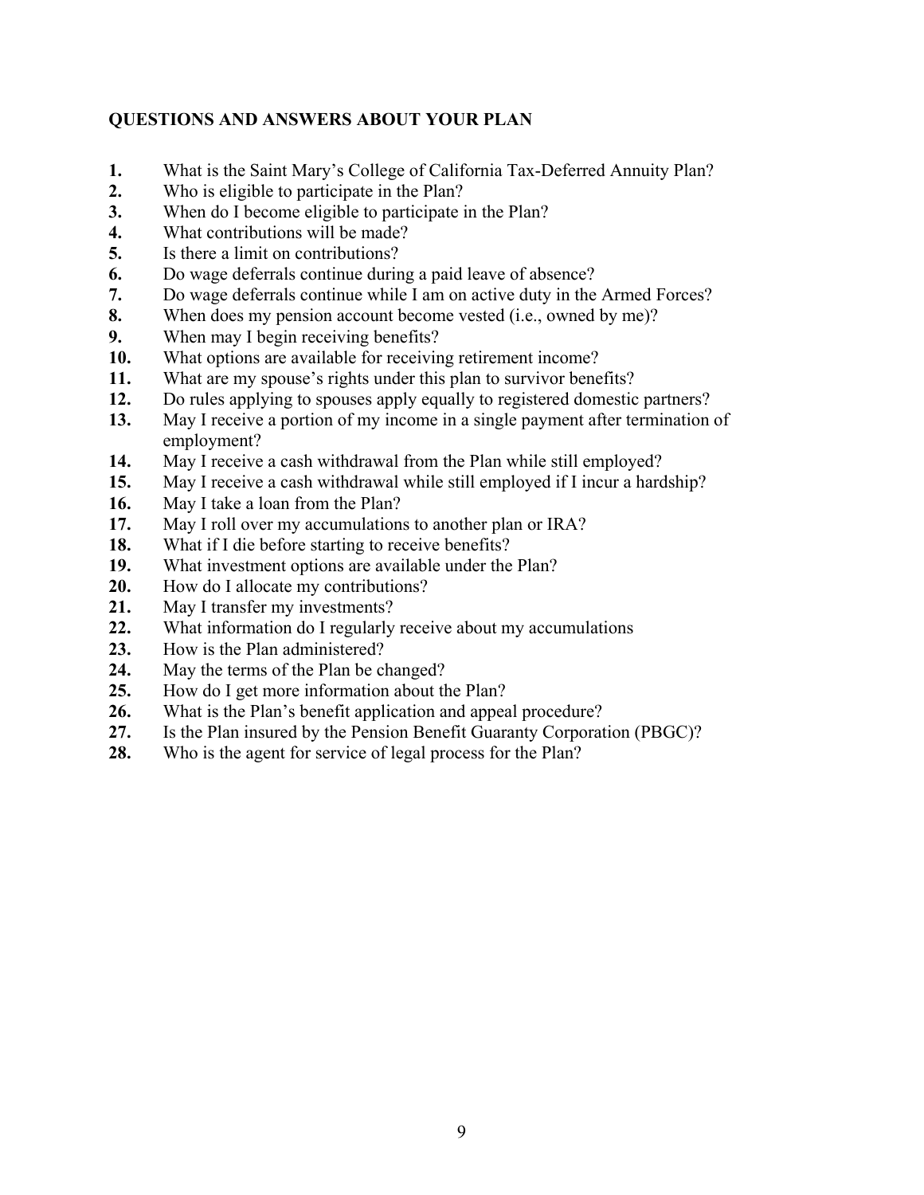## QUESTIONS AND ANSWERS ABOUT YOUR PLAN

**1.** What is the Saint Mary's College of California Tax-Deferred Annuity Plan?
**2.** Who is eligible to participate in the Plan?
**3.** When do I become eligible to participate in the Plan?
**4.** What contributions will be made?
**5.** Is there a limit on contributions?
**6.** Do wage deferrals continue during a paid leave of absence?
**7.** Do wage deferrals continue while I am on active duty in the Armed Forces?
**8.** When does my pension account become vested (i.e., owned by me)?
**9.** When may I begin receiving benefits?
**10.** What options are available for receiving retirement income?
**11.** What are my spouse's rights under this plan to survivor benefits?
**12.** Do rules applying to spouses apply equally to registered domestic partners?
**13.** May I receive a portion of my income in a single payment after termination of employment?
**14.** May I receive a cash withdrawal from the Plan while still employed?
**15.** May I receive a cash withdrawal while still employed if I incur a hardship?
**16.** May I take a loan from the Plan?
**17.** May I roll over my accumulations to another plan or IRA?
**18.** What if I die before starting to receive benefits?
**19.** What investment options are available under the Plan?
**20.** How do I allocate my contributions?
**21.** May I transfer my investments?
**22.** What information do I regularly receive about my accumulations
**23.** How is the Plan administered?
**24.** May the terms of the Plan be changed?
**25.** How do I get more information about the Plan?
**26.** What is the Plan's benefit application and appeal procedure?
**27.** Is the Plan insured by the Pension Benefit Guaranty Corporation (PBGC)?
**28.** Who is the agent for service of legal process for the Plan?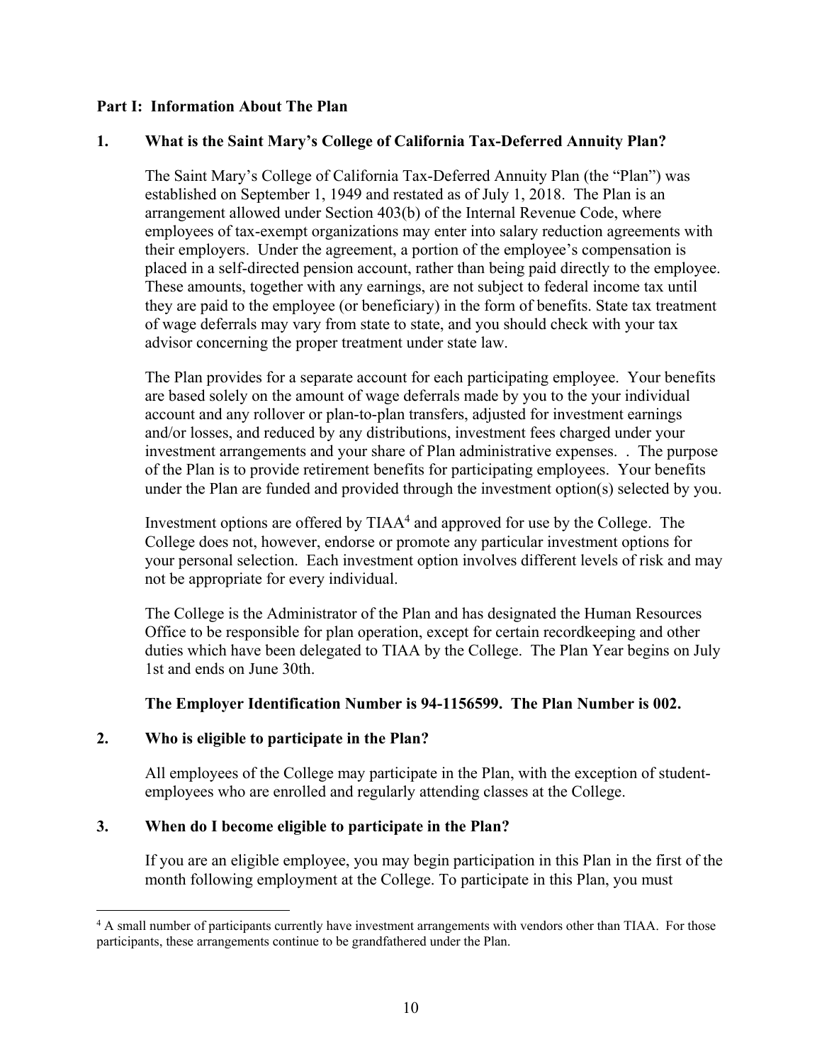**Part I: Information About The Plan**

**1. What is the Saint Mary's College of California Tax-Deferred Annuity Plan?**

The Saint Mary's College of California Tax-Deferred Annuity Plan (the "Plan") was established on September 1, 1949 and restated as of July 1, 2018. The Plan is an arrangement allowed under Section 403(b) of the Internal Revenue Code, where employees of tax-exempt organizations may enter into salary reduction agreements with their employers. Under the agreement, a portion of the employee's compensation is placed in a self-directed pension account, rather than being paid directly to the employee. These amounts, together with any earnings, are not subject to federal income tax until they are paid to the employee (or beneficiary) in the form of benefits. State tax treatment of wage deferrals may vary from state to state, and you should check with your tax advisor concerning the proper treatment under state law.

The Plan provides for a separate account for each participating employee. Your benefits are based solely on the amount of wage deferrals made by you to the your individual account and any rollover or plan-to-plan transfers, adjusted for investment earnings and/or losses, and reduced by any distributions, investment fees charged under your investment arrangements and your share of Plan administrative expenses. . The purpose of the Plan is to provide retirement benefits for participating employees. Your benefits under the Plan are funded and provided through the investment option(s) selected by you.

Investment options are offered by TIAA[4] and approved for use by the College. The College does not, however, endorse or promote any particular investment options for your personal selection. Each investment option involves different levels of risk and may not be appropriate for every individual.

The College is the Administrator of the Plan and has designated the Human Resources Office to be responsible for plan operation, except for certain recordkeeping and other duties which have been delegated to TIAA by the College. The Plan Year begins on July 1st and ends on June 30th.

**The Employer Identification Number is 94-1156599. The Plan Number is 002.**

**2. Who is eligible to participate in the Plan?**

All employees of the College may participate in the Plan, with the exception of student-employees who are enrolled and regularly attending classes at the College.

**3. When do I become eligible to participate in the Plan?**

If you are an eligible employee, you may begin participation in this Plan in the first of the month following employment at the College. To participate in this Plan, you must

---

[4] A small number of participants currently have investment arrangements with vendors other than TIAA. For those participants, these arrangements continue to be grandfathered under the Plan.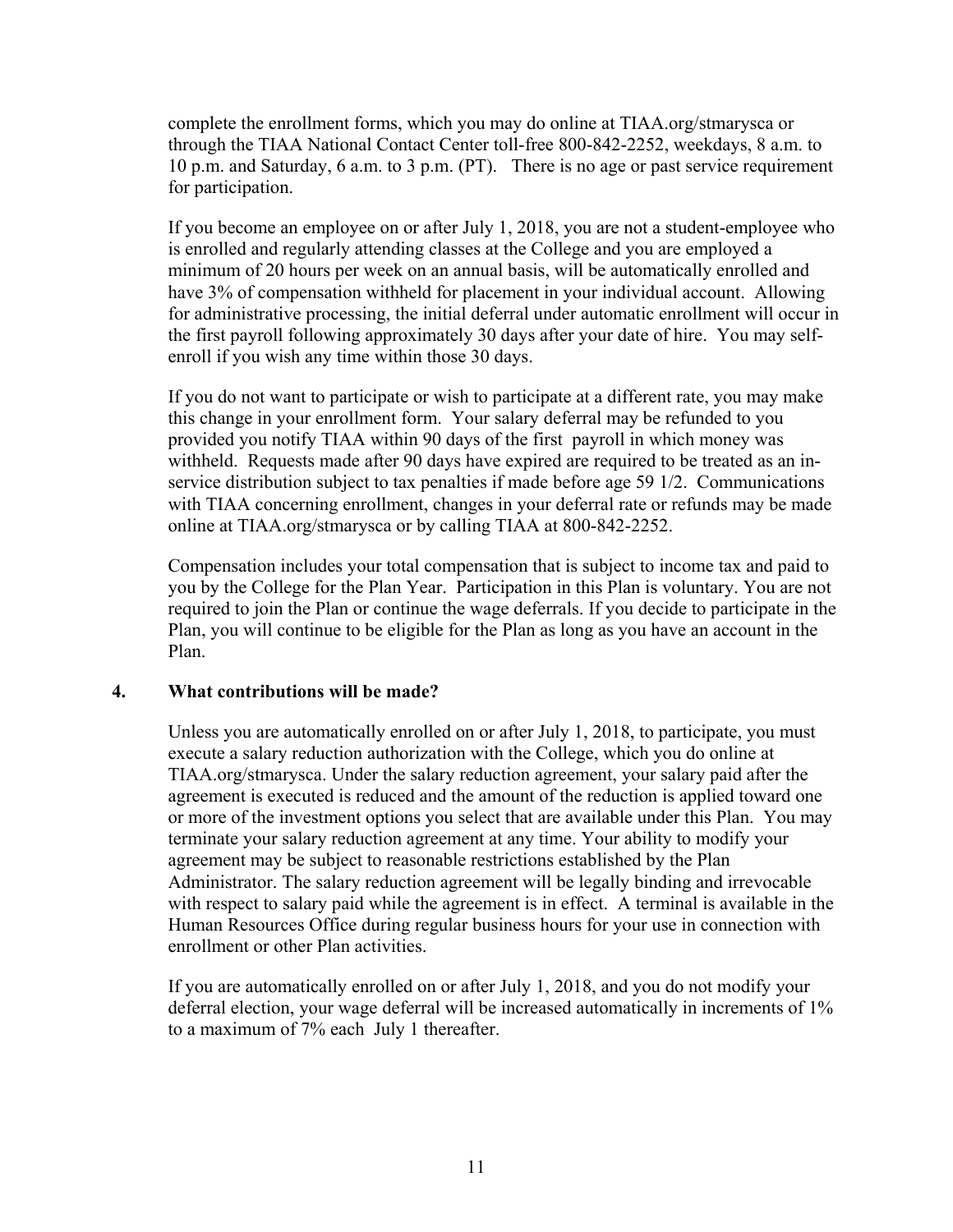complete the enrollment forms, which you may do online at TIAA.org/stmarysca or through the TIAA National Contact Center toll-free 800-842-2252, weekdays, 8 a.m. to 10 p.m. and Saturday, 6 a.m. to 3 p.m. (PT). There is no age or past service requirement for participation.

If you become an employee on or after July 1, 2018, you are not a student-employee who is enrolled and regularly attending classes at the College and you are employed a minimum of 20 hours per week on an annual basis, will be automatically enrolled and have 3% of compensation withheld for placement in your individual account. Allowing for administrative processing, the initial deferral under automatic enrollment will occur in the first payroll following approximately 30 days after your date of hire. You may self-enroll if you wish any time within those 30 days.

If you do not want to participate or wish to participate at a different rate, you may make this change in your enrollment form. Your salary deferral may be refunded to you provided you notify TIAA within 90 days of the first payroll in which money was withheld. Requests made after 90 days have expired are required to be treated as an in-service distribution subject to tax penalties if made before age 59 1/2. Communications with TIAA concerning enrollment, changes in your deferral rate or refunds may be made online at TIAA.org/stmarysca or by calling TIAA at 800-842-2252.

Compensation includes your total compensation that is subject to income tax and paid to you by the College for the Plan Year. Participation in this Plan is voluntary. You are not required to join the Plan or continue the wage deferrals. If you decide to participate in the Plan, you will continue to be eligible for the Plan as long as you have an account in the Plan.

## 4. What contributions will be made?

Unless you are automatically enrolled on or after July 1, 2018, to participate, you must execute a salary reduction authorization with the College, which you do online at TIAA.org/stmarysca. Under the salary reduction agreement, your salary paid after the agreement is executed is reduced and the amount of the reduction is applied toward one or more of the investment options you select that are available under this Plan. You may terminate your salary reduction agreement at any time. Your ability to modify your agreement may be subject to reasonable restrictions established by the Plan Administrator. The salary reduction agreement will be legally binding and irrevocable with respect to salary paid while the agreement is in effect. A terminal is available in the Human Resources Office during regular business hours for your use in connection with enrollment or other Plan activities.

If you are automatically enrolled on or after July 1, 2018, and you do not modify your deferral election, your wage deferral will be increased automatically in increments of 1% to a maximum of 7% each July 1 thereafter.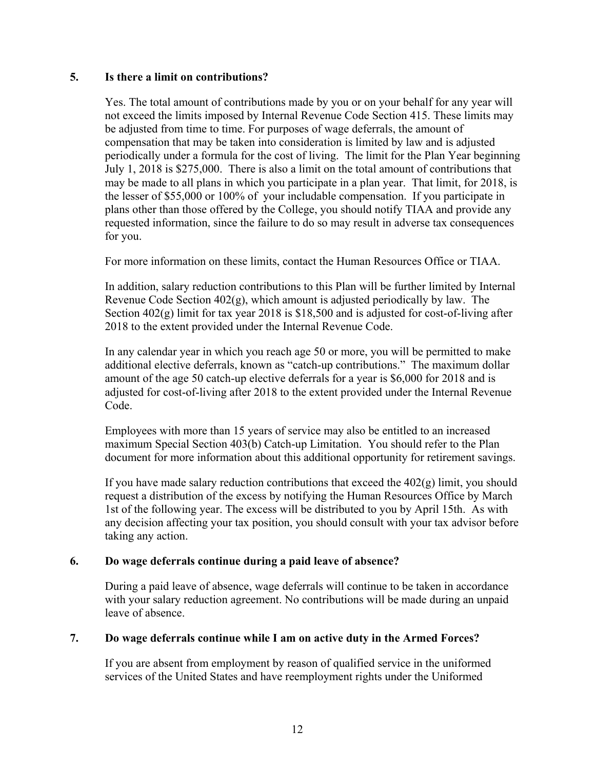## 5. Is there a limit on contributions?

Yes. The total amount of contributions made by you or on your behalf for any year will not exceed the limits imposed by Internal Revenue Code Section 415. These limits may be adjusted from time to time. For purposes of wage deferrals, the amount of compensation that may be taken into consideration is limited by law and is adjusted periodically under a formula for the cost of living. The limit for the Plan Year beginning July 1, 2018 is $275,000. There is also a limit on the total amount of contributions that may be made to all plans in which you participate in a plan year. That limit, for 2018, is the lesser of $55,000 or 100% of your includable compensation. If you participate in plans other than those offered by the College, you should notify TIAA and provide any requested information, since the failure to do so may result in adverse tax consequences for you.

For more information on these limits, contact the Human Resources Office or TIAA.

In addition, salary reduction contributions to this Plan will be further limited by Internal Revenue Code Section 402(g), which amount is adjusted periodically by law. The Section 402(g) limit for tax year 2018 is $18,500 and is adjusted for cost-of-living after 2018 to the extent provided under the Internal Revenue Code.

In any calendar year in which you reach age 50 or more, you will be permitted to make additional elective deferrals, known as "catch-up contributions." The maximum dollar amount of the age 50 catch-up elective deferrals for a year is $6,000 for 2018 and is adjusted for cost-of-living after 2018 to the extent provided under the Internal Revenue Code.

Employees with more than 15 years of service may also be entitled to an increased maximum Special Section 403(b) Catch-up Limitation. You should refer to the Plan document for more information about this additional opportunity for retirement savings.

If you have made salary reduction contributions that exceed the 402(g) limit, you should request a distribution of the excess by notifying the Human Resources Office by March 1st of the following year. The excess will be distributed to you by April 15th. As with any decision affecting your tax position, you should consult with your tax advisor before taking any action.

## 6. Do wage deferrals continue during a paid leave of absence?

During a paid leave of absence, wage deferrals will continue to be taken in accordance with your salary reduction agreement. No contributions will be made during an unpaid leave of absence.

## 7. Do wage deferrals continue while I am on active duty in the Armed Forces?

If you are absent from employment by reason of qualified service in the uniformed services of the United States and have reemployment rights under the Uniformed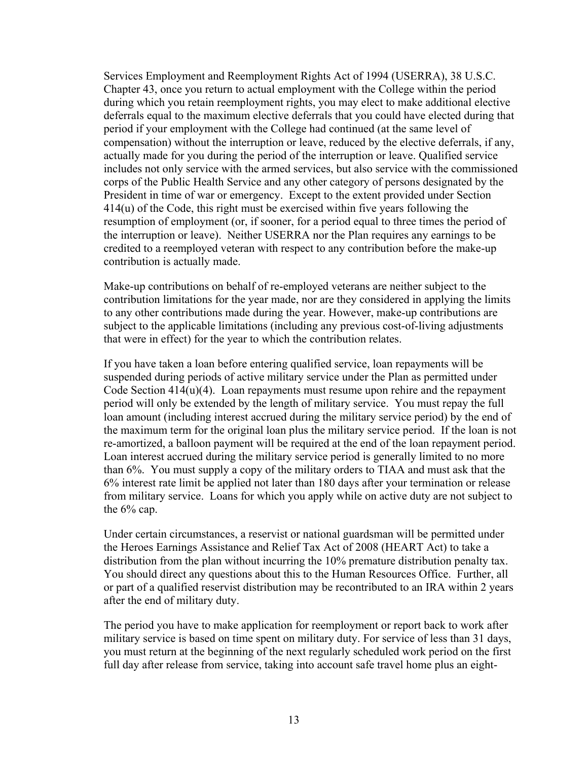Services Employment and Reemployment Rights Act of 1994 (USERRA), 38 U.S.C. Chapter 43, once you return to actual employment with the College within the period during which you retain reemployment rights, you may elect to make additional elective deferrals equal to the maximum elective deferrals that you could have elected during that period if your employment with the College had continued (at the same level of compensation) without the interruption or leave, reduced by the elective deferrals, if any, actually made for you during the period of the interruption or leave. Qualified service includes not only service with the armed services, but also service with the commissioned corps of the Public Health Service and any other category of persons designated by the President in time of war or emergency. Except to the extent provided under Section 414(u) of the Code, this right must be exercised within five years following the resumption of employment (or, if sooner, for a period equal to three times the period of the interruption or leave). Neither USERRA nor the Plan requires any earnings to be credited to a reemployed veteran with respect to any contribution before the make-up contribution is actually made.

Make-up contributions on behalf of re-employed veterans are neither subject to the contribution limitations for the year made, nor are they considered in applying the limits to any other contributions made during the year. However, make-up contributions are subject to the applicable limitations (including any previous cost-of-living adjustments that were in effect) for the year to which the contribution relates.

If you have taken a loan before entering qualified service, loan repayments will be suspended during periods of active military service under the Plan as permitted under Code Section 414(u)(4). Loan repayments must resume upon rehire and the repayment period will only be extended by the length of military service. You must repay the full loan amount (including interest accrued during the military service period) by the end of the maximum term for the original loan plus the military service period. If the loan is not re-amortized, a balloon payment will be required at the end of the loan repayment period. Loan interest accrued during the military service period is generally limited to no more than 6%. You must supply a copy of the military orders to TIAA and must ask that the 6% interest rate limit be applied not later than 180 days after your termination or release from military service. Loans for which you apply while on active duty are not subject to the 6% cap.

Under certain circumstances, a reservist or national guardsman will be permitted under the Heroes Earnings Assistance and Relief Tax Act of 2008 (HEART Act) to take a distribution from the plan without incurring the 10% premature distribution penalty tax. You should direct any questions about this to the Human Resources Office. Further, all or part of a qualified reservist distribution may be recontributed to an IRA within 2 years after the end of military duty.

The period you have to make application for reemployment or report back to work after military service is based on time spent on military duty. For service of less than 31 days, you must return at the beginning of the next regularly scheduled work period on the first full day after release from service, taking into account safe travel home plus an eight-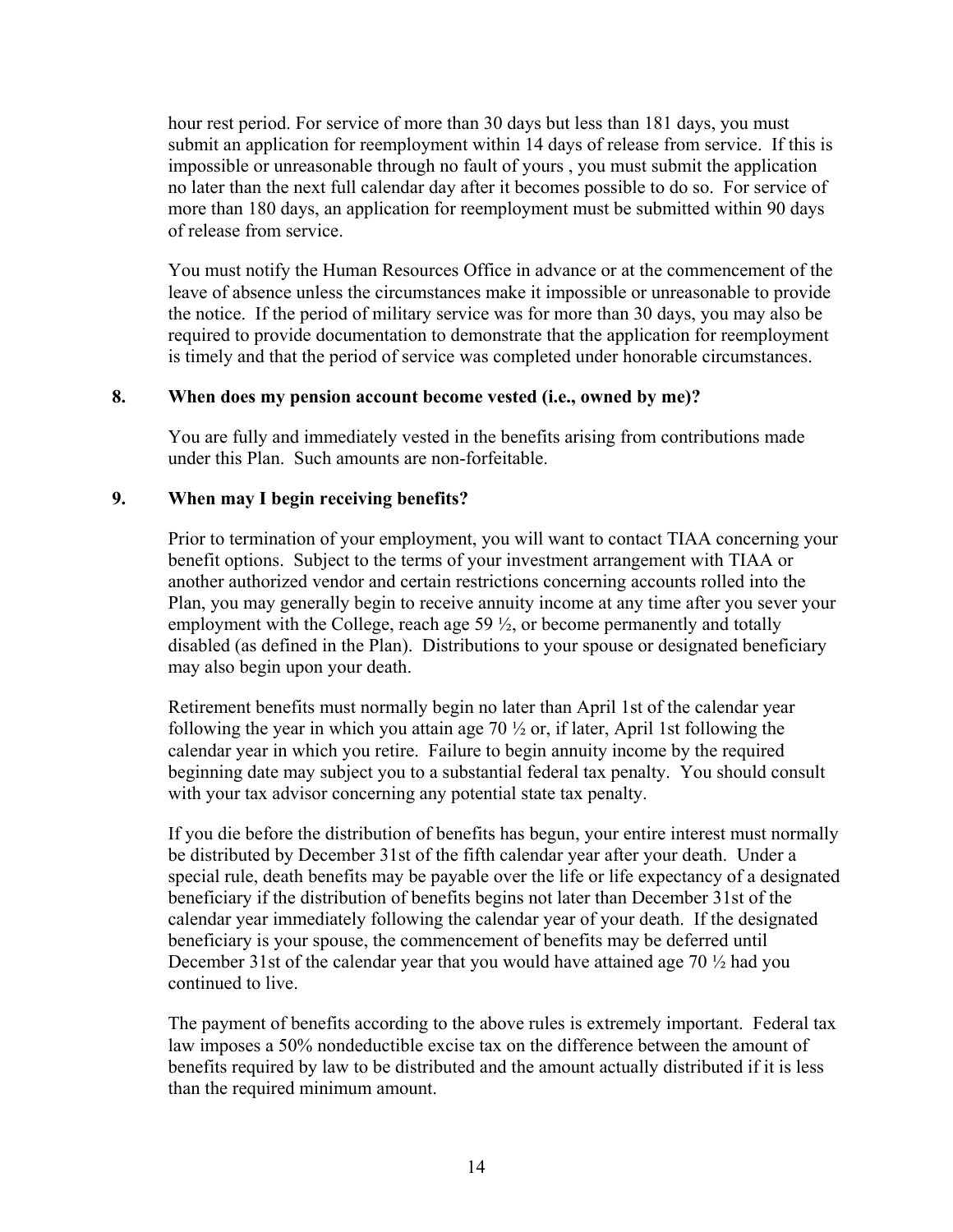hour rest period. For service of more than 30 days but less than 181 days, you must submit an application for reemployment within 14 days of release from service. If this is impossible or unreasonable through no fault of yours , you must submit the application no later than the next full calendar day after it becomes possible to do so. For service of more than 180 days, an application for reemployment must be submitted within 90 days of release from service.

You must notify the Human Resources Office in advance or at the commencement of the leave of absence unless the circumstances make it impossible or unreasonable to provide the notice. If the period of military service was for more than 30 days, you may also be required to provide documentation to demonstrate that the application for reemployment is timely and that the period of service was completed under honorable circumstances.

**8. When does my pension account become vested (i.e., owned by me)?**

You are fully and immediately vested in the benefits arising from contributions made under this Plan. Such amounts are non-forfeitable.

**9. When may I begin receiving benefits?**

Prior to termination of your employment, you will want to contact TIAA concerning your benefit options. Subject to the terms of your investment arrangement with TIAA or another authorized vendor and certain restrictions concerning accounts rolled into the Plan, you may generally begin to receive annuity income at any time after you sever your employment with the College, reach age 59 ½, or become permanently and totally disabled (as defined in the Plan). Distributions to your spouse or designated beneficiary may also begin upon your death.

Retirement benefits must normally begin no later than April 1st of the calendar year following the year in which you attain age 70 ½ or, if later, April 1st following the calendar year in which you retire. Failure to begin annuity income by the required beginning date may subject you to a substantial federal tax penalty. You should consult with your tax advisor concerning any potential state tax penalty.

If you die before the distribution of benefits has begun, your entire interest must normally be distributed by December 31st of the fifth calendar year after your death. Under a special rule, death benefits may be payable over the life or life expectancy of a designated beneficiary if the distribution of benefits begins not later than December 31st of the calendar year immediately following the calendar year of your death. If the designated beneficiary is your spouse, the commencement of benefits may be deferred until December 31st of the calendar year that you would have attained age 70 ½ had you continued to live.

The payment of benefits according to the above rules is extremely important. Federal tax law imposes a 50% nondeductible excise tax on the difference between the amount of benefits required by law to be distributed and the amount actually distributed if it is less than the required minimum amount.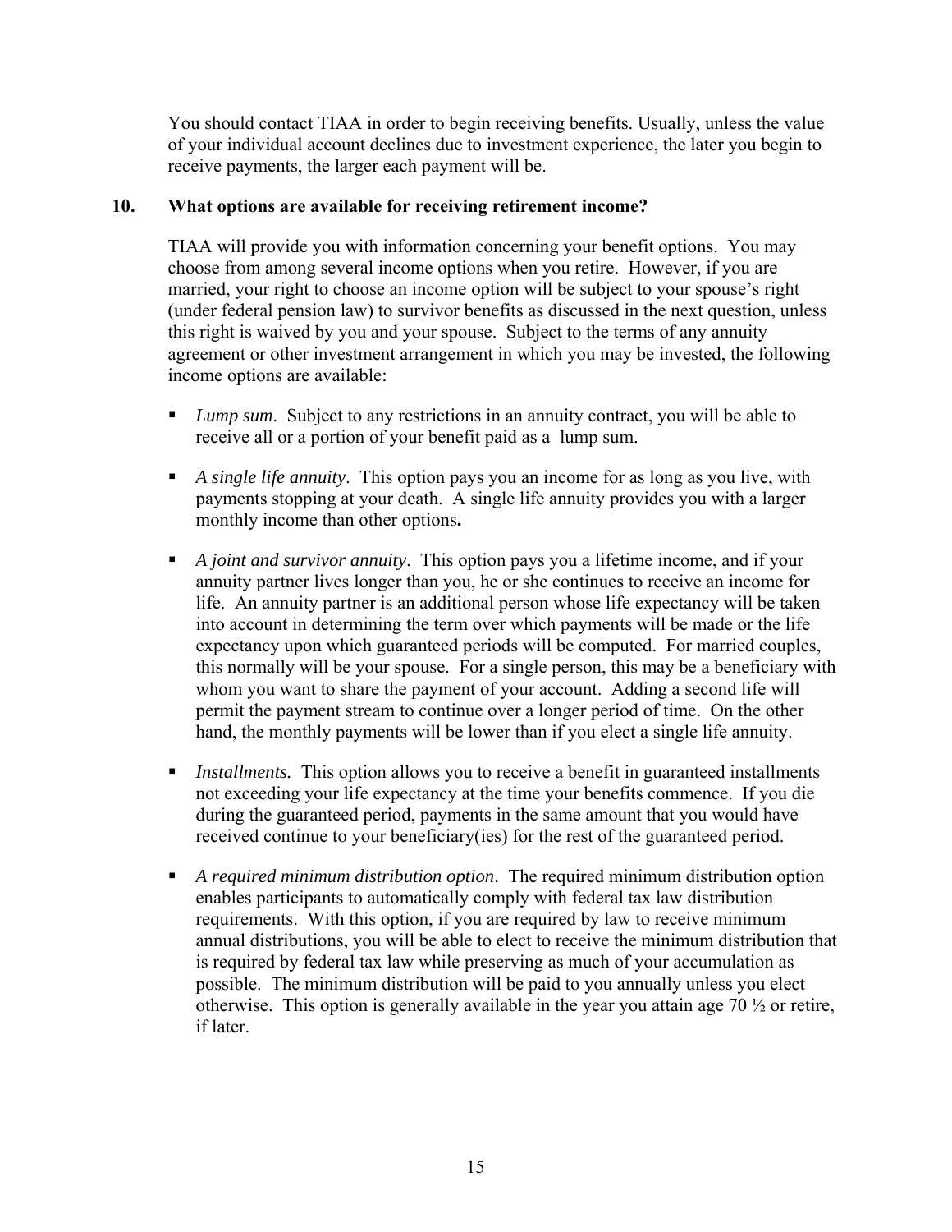You should contact TIAA in order to begin receiving benefits. Usually, unless the value of your individual account declines due to investment experience, the later you begin to receive payments, the larger each payment will be.

### 10. What options are available for receiving retirement income?

TIAA will provide you with information concerning your benefit options. You may choose from among several income options when you retire. However, if you are married, your right to choose an income option will be subject to your spouse's right (under federal pension law) to survivor benefits as discussed in the next question, unless this right is waived by you and your spouse. Subject to the terms of any annuity agreement or other investment arrangement in which you may be invested, the following income options are available:

- *Lump sum*. Subject to any restrictions in an annuity contract, you will be able to receive all or a portion of your benefit paid as a lump sum.
- *A single life annuity*. This option pays you an income for as long as you live, with payments stopping at your death. A single life annuity provides you with a larger monthly income than other options**.**
- *A joint and survivor annuity*. This option pays you a lifetime income, and if your annuity partner lives longer than you, he or she continues to receive an income for life. An annuity partner is an additional person whose life expectancy will be taken into account in determining the term over which payments will be made or the life expectancy upon which guaranteed periods will be computed. For married couples, this normally will be your spouse. For a single person, this may be a beneficiary with whom you want to share the payment of your account. Adding a second life will permit the payment stream to continue over a longer period of time. On the other hand, the monthly payments will be lower than if you elect a single life annuity.
- *Installments.* This option allows you to receive a benefit in guaranteed installments not exceeding your life expectancy at the time your benefits commence. If you die during the guaranteed period, payments in the same amount that you would have received continue to your beneficiary(ies) for the rest of the guaranteed period.
- *A required minimum distribution option*. The required minimum distribution option enables participants to automatically comply with federal tax law distribution requirements. With this option, if you are required by law to receive minimum annual distributions, you will be able to elect to receive the minimum distribution that is required by federal tax law while preserving as much of your accumulation as possible. The minimum distribution will be paid to you annually unless you elect otherwise. This option is generally available in the year you attain age 70 ½ or retire, if later.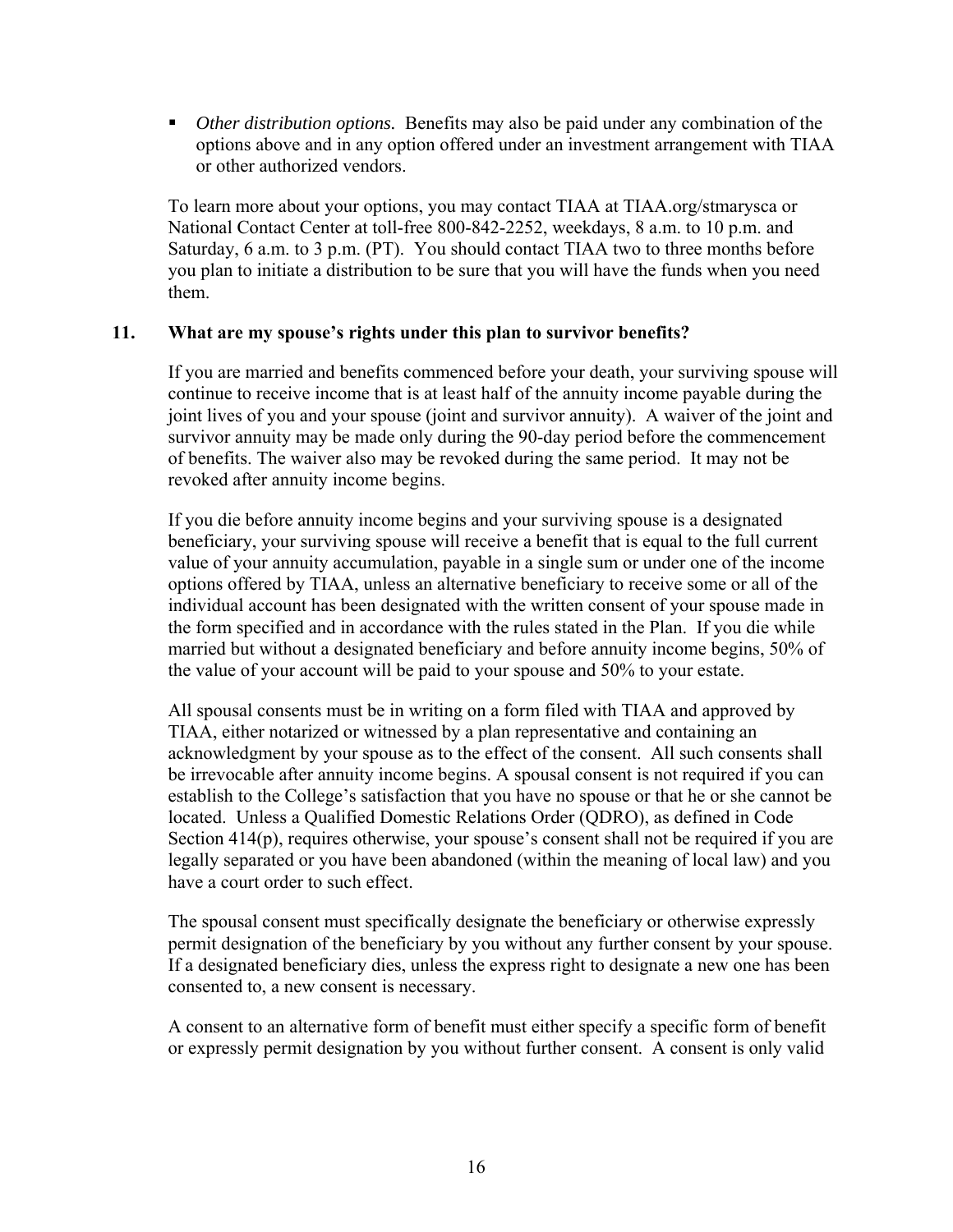- *Other distribution options.* Benefits may also be paid under any combination of the options above and in any option offered under an investment arrangement with TIAA or other authorized vendors.

To learn more about your options, you may contact TIAA at TIAA.org/stmarysca or National Contact Center at toll-free 800-842-2252, weekdays, 8 a.m. to 10 p.m. and Saturday, 6 a.m. to 3 p.m. (PT). You should contact TIAA two to three months before you plan to initiate a distribution to be sure that you will have the funds when you need them.

### 11. What are my spouse's rights under this plan to survivor benefits?

If you are married and benefits commenced before your death, your surviving spouse will continue to receive income that is at least half of the annuity income payable during the joint lives of you and your spouse (joint and survivor annuity). A waiver of the joint and survivor annuity may be made only during the 90-day period before the commencement of benefits. The waiver also may be revoked during the same period. It may not be revoked after annuity income begins.

If you die before annuity income begins and your surviving spouse is a designated beneficiary, your surviving spouse will receive a benefit that is equal to the full current value of your annuity accumulation, payable in a single sum or under one of the income options offered by TIAA, unless an alternative beneficiary to receive some or all of the individual account has been designated with the written consent of your spouse made in the form specified and in accordance with the rules stated in the Plan. If you die while married but without a designated beneficiary and before annuity income begins, 50% of the value of your account will be paid to your spouse and 50% to your estate.

All spousal consents must be in writing on a form filed with TIAA and approved by TIAA, either notarized or witnessed by a plan representative and containing an acknowledgment by your spouse as to the effect of the consent. All such consents shall be irrevocable after annuity income begins. A spousal consent is not required if you can establish to the College's satisfaction that you have no spouse or that he or she cannot be located. Unless a Qualified Domestic Relations Order (QDRO), as defined in Code Section 414(p), requires otherwise, your spouse's consent shall not be required if you are legally separated or you have been abandoned (within the meaning of local law) and you have a court order to such effect.

The spousal consent must specifically designate the beneficiary or otherwise expressly permit designation of the beneficiary by you without any further consent by your spouse. If a designated beneficiary dies, unless the express right to designate a new one has been consented to, a new consent is necessary.

A consent to an alternative form of benefit must either specify a specific form of benefit or expressly permit designation by you without further consent. A consent is only valid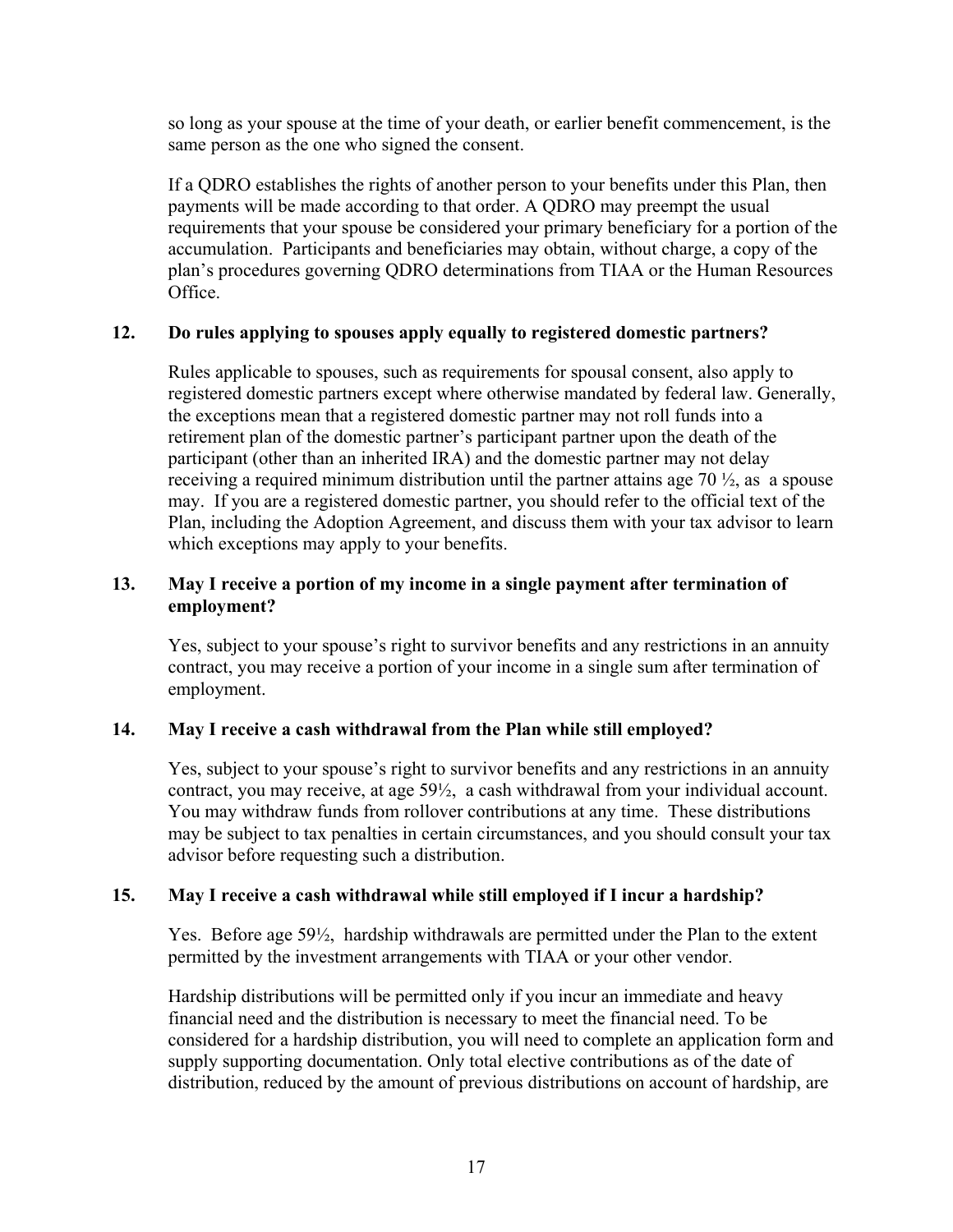so long as your spouse at the time of your death, or earlier benefit commencement, is the same person as the one who signed the consent.

If a QDRO establishes the rights of another person to your benefits under this Plan, then payments will be made according to that order. A QDRO may preempt the usual requirements that your spouse be considered your primary beneficiary for a portion of the accumulation. Participants and beneficiaries may obtain, without charge, a copy of the plan's procedures governing QDRO determinations from TIAA or the Human Resources Office.

### 12. Do rules applying to spouses apply equally to registered domestic partners?

Rules applicable to spouses, such as requirements for spousal consent, also apply to registered domestic partners except where otherwise mandated by federal law. Generally, the exceptions mean that a registered domestic partner may not roll funds into a retirement plan of the domestic partner's participant partner upon the death of the participant (other than an inherited IRA) and the domestic partner may not delay receiving a required minimum distribution until the partner attains age 70 ½, as a spouse may. If you are a registered domestic partner, you should refer to the official text of the Plan, including the Adoption Agreement, and discuss them with your tax advisor to learn which exceptions may apply to your benefits.

### 13. May I receive a portion of my income in a single payment after termination of employment?

Yes, subject to your spouse's right to survivor benefits and any restrictions in an annuity contract, you may receive a portion of your income in a single sum after termination of employment.

### 14. May I receive a cash withdrawal from the Plan while still employed?

Yes, subject to your spouse's right to survivor benefits and any restrictions in an annuity contract, you may receive, at age 59½, a cash withdrawal from your individual account. You may withdraw funds from rollover contributions at any time. These distributions may be subject to tax penalties in certain circumstances, and you should consult your tax advisor before requesting such a distribution.

### 15. May I receive a cash withdrawal while still employed if I incur a hardship?

Yes. Before age 59½, hardship withdrawals are permitted under the Plan to the extent permitted by the investment arrangements with TIAA or your other vendor.

Hardship distributions will be permitted only if you incur an immediate and heavy financial need and the distribution is necessary to meet the financial need. To be considered for a hardship distribution, you will need to complete an application form and supply supporting documentation. Only total elective contributions as of the date of distribution, reduced by the amount of previous distributions on account of hardship, are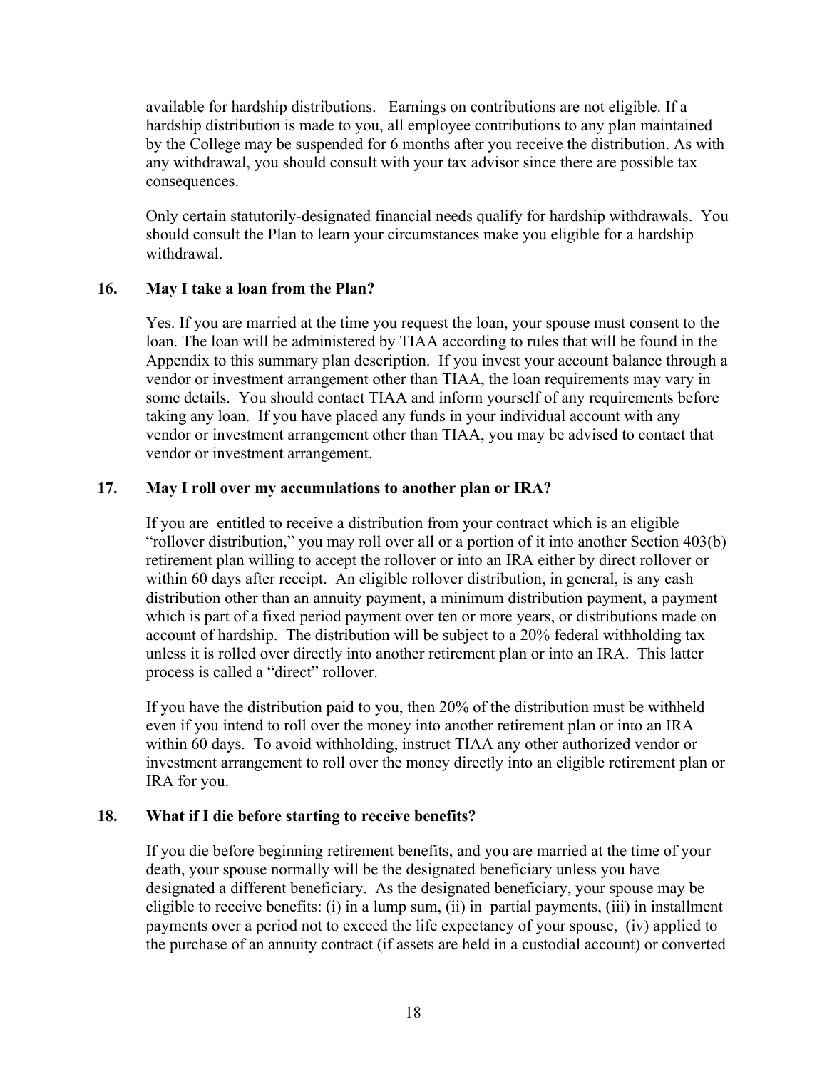available for hardship distributions. Earnings on contributions are not eligible. If a hardship distribution is made to you, all employee contributions to any plan maintained by the College may be suspended for 6 months after you receive the distribution. As with any withdrawal, you should consult with your tax advisor since there are possible tax consequences.

Only certain statutorily-designated financial needs qualify for hardship withdrawals. You should consult the Plan to learn your circumstances make you eligible for a hardship withdrawal.

**16. May I take a loan from the Plan?**

Yes. If you are married at the time you request the loan, your spouse must consent to the loan. The loan will be administered by TIAA according to rules that will be found in the Appendix to this summary plan description. If you invest your account balance through a vendor or investment arrangement other than TIAA, the loan requirements may vary in some details. You should contact TIAA and inform yourself of any requirements before taking any loan. If you have placed any funds in your individual account with any vendor or investment arrangement other than TIAA, you may be advised to contact that vendor or investment arrangement.

**17. May I roll over my accumulations to another plan or IRA?**

If you are entitled to receive a distribution from your contract which is an eligible "rollover distribution," you may roll over all or a portion of it into another Section 403(b) retirement plan willing to accept the rollover or into an IRA either by direct rollover or within 60 days after receipt. An eligible rollover distribution, in general, is any cash distribution other than an annuity payment, a minimum distribution payment, a payment which is part of a fixed period payment over ten or more years, or distributions made on account of hardship. The distribution will be subject to a 20% federal withholding tax unless it is rolled over directly into another retirement plan or into an IRA. This latter process is called a "direct" rollover.

If you have the distribution paid to you, then 20% of the distribution must be withheld even if you intend to roll over the money into another retirement plan or into an IRA within 60 days. To avoid withholding, instruct TIAA any other authorized vendor or investment arrangement to roll over the money directly into an eligible retirement plan or IRA for you.

**18. What if I die before starting to receive benefits?**

If you die before beginning retirement benefits, and you are married at the time of your death, your spouse normally will be the designated beneficiary unless you have designated a different beneficiary. As the designated beneficiary, your spouse may be eligible to receive benefits: (i) in a lump sum, (ii) in partial payments, (iii) in installment payments over a period not to exceed the life expectancy of your spouse, (iv) applied to the purchase of an annuity contract (if assets are held in a custodial account) or converted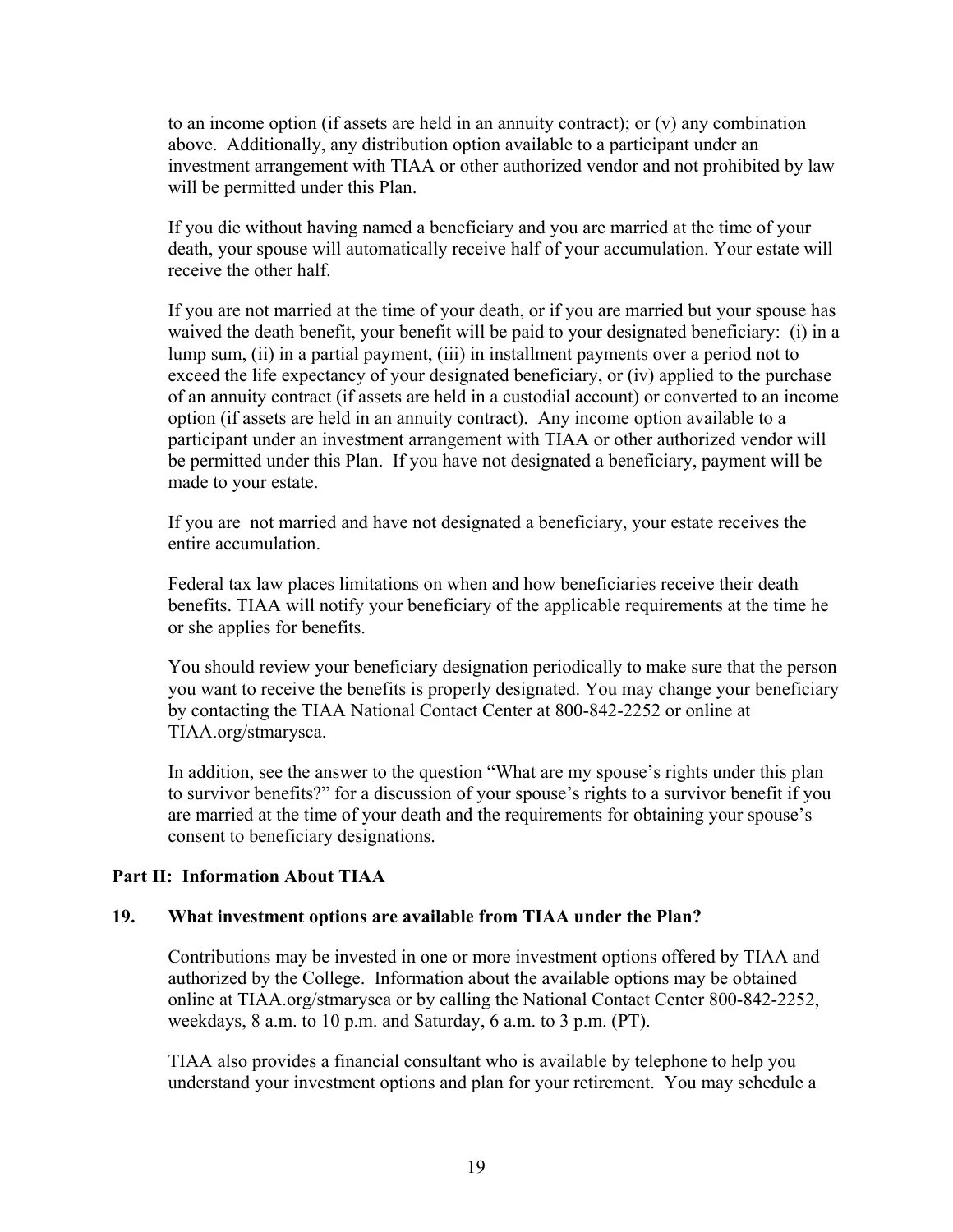to an income option (if assets are held in an annuity contract); or (v) any combination above. Additionally, any distribution option available to a participant under an investment arrangement with TIAA or other authorized vendor and not prohibited by law will be permitted under this Plan.

If you die without having named a beneficiary and you are married at the time of your death, your spouse will automatically receive half of your accumulation. Your estate will receive the other half.

If you are not married at the time of your death, or if you are married but your spouse has waived the death benefit, your benefit will be paid to your designated beneficiary: (i) in a lump sum, (ii) in a partial payment, (iii) in installment payments over a period not to exceed the life expectancy of your designated beneficiary, or (iv) applied to the purchase of an annuity contract (if assets are held in a custodial account) or converted to an income option (if assets are held in an annuity contract). Any income option available to a participant under an investment arrangement with TIAA or other authorized vendor will be permitted under this Plan. If you have not designated a beneficiary, payment will be made to your estate.

If you are not married and have not designated a beneficiary, your estate receives the entire accumulation.

Federal tax law places limitations on when and how beneficiaries receive their death benefits. TIAA will notify your beneficiary of the applicable requirements at the time he or she applies for benefits.

You should review your beneficiary designation periodically to make sure that the person you want to receive the benefits is properly designated. You may change your beneficiary by contacting the TIAA National Contact Center at 800-842-2252 or online at TIAA.org/stmarysca.

In addition, see the answer to the question "What are my spouse's rights under this plan to survivor benefits?" for a discussion of your spouse's rights to a survivor benefit if you are married at the time of your death and the requirements for obtaining your spouse's consent to beneficiary designations.

## Part II: Information About TIAA

### 19. What investment options are available from TIAA under the Plan?

Contributions may be invested in one or more investment options offered by TIAA and authorized by the College. Information about the available options may be obtained online at TIAA.org/stmarysca or by calling the National Contact Center 800-842-2252, weekdays, 8 a.m. to 10 p.m. and Saturday, 6 a.m. to 3 p.m. (PT).

TIAA also provides a financial consultant who is available by telephone to help you understand your investment options and plan for your retirement. You may schedule a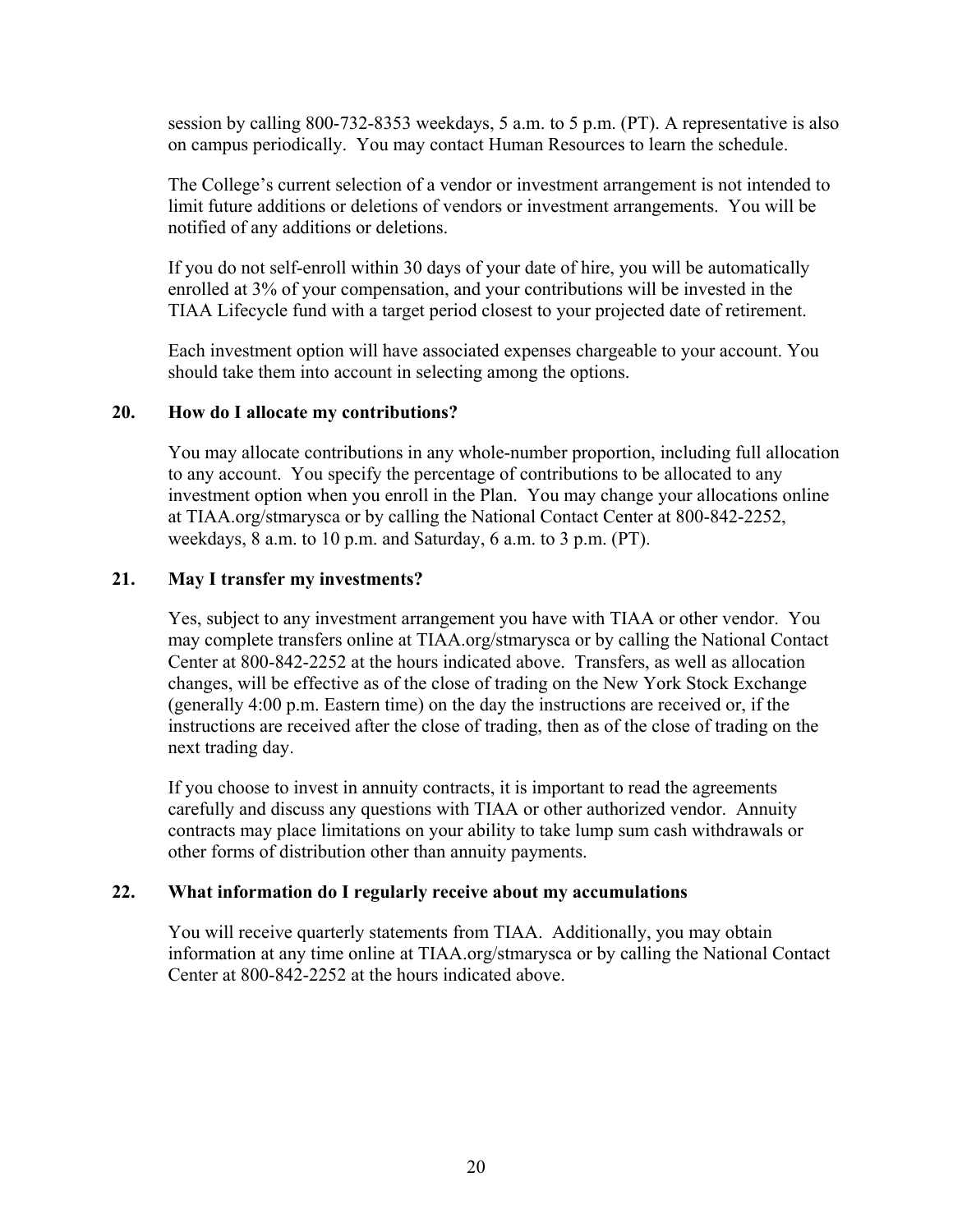session by calling 800-732-8353 weekdays, 5 a.m. to 5 p.m. (PT). A representative is also on campus periodically. You may contact Human Resources to learn the schedule.

The College's current selection of a vendor or investment arrangement is not intended to limit future additions or deletions of vendors or investment arrangements. You will be notified of any additions or deletions.

If you do not self-enroll within 30 days of your date of hire, you will be automatically enrolled at 3% of your compensation, and your contributions will be invested in the TIAA Lifecycle fund with a target period closest to your projected date of retirement.

Each investment option will have associated expenses chargeable to your account. You should take them into account in selecting among the options.

### 20. How do I allocate my contributions?

You may allocate contributions in any whole-number proportion, including full allocation to any account. You specify the percentage of contributions to be allocated to any investment option when you enroll in the Plan. You may change your allocations online at TIAA.org/stmarysca or by calling the National Contact Center at 800-842-2252, weekdays, 8 a.m. to 10 p.m. and Saturday, 6 a.m. to 3 p.m. (PT).

### 21. May I transfer my investments?

Yes, subject to any investment arrangement you have with TIAA or other vendor. You may complete transfers online at TIAA.org/stmarysca or by calling the National Contact Center at 800-842-2252 at the hours indicated above. Transfers, as well as allocation changes, will be effective as of the close of trading on the New York Stock Exchange (generally 4:00 p.m. Eastern time) on the day the instructions are received or, if the instructions are received after the close of trading, then as of the close of trading on the next trading day.

If you choose to invest in annuity contracts, it is important to read the agreements carefully and discuss any questions with TIAA or other authorized vendor. Annuity contracts may place limitations on your ability to take lump sum cash withdrawals or other forms of distribution other than annuity payments.

### 22. What information do I regularly receive about my accumulations

You will receive quarterly statements from TIAA. Additionally, you may obtain information at any time online at TIAA.org/stmarysca or by calling the National Contact Center at 800-842-2252 at the hours indicated above.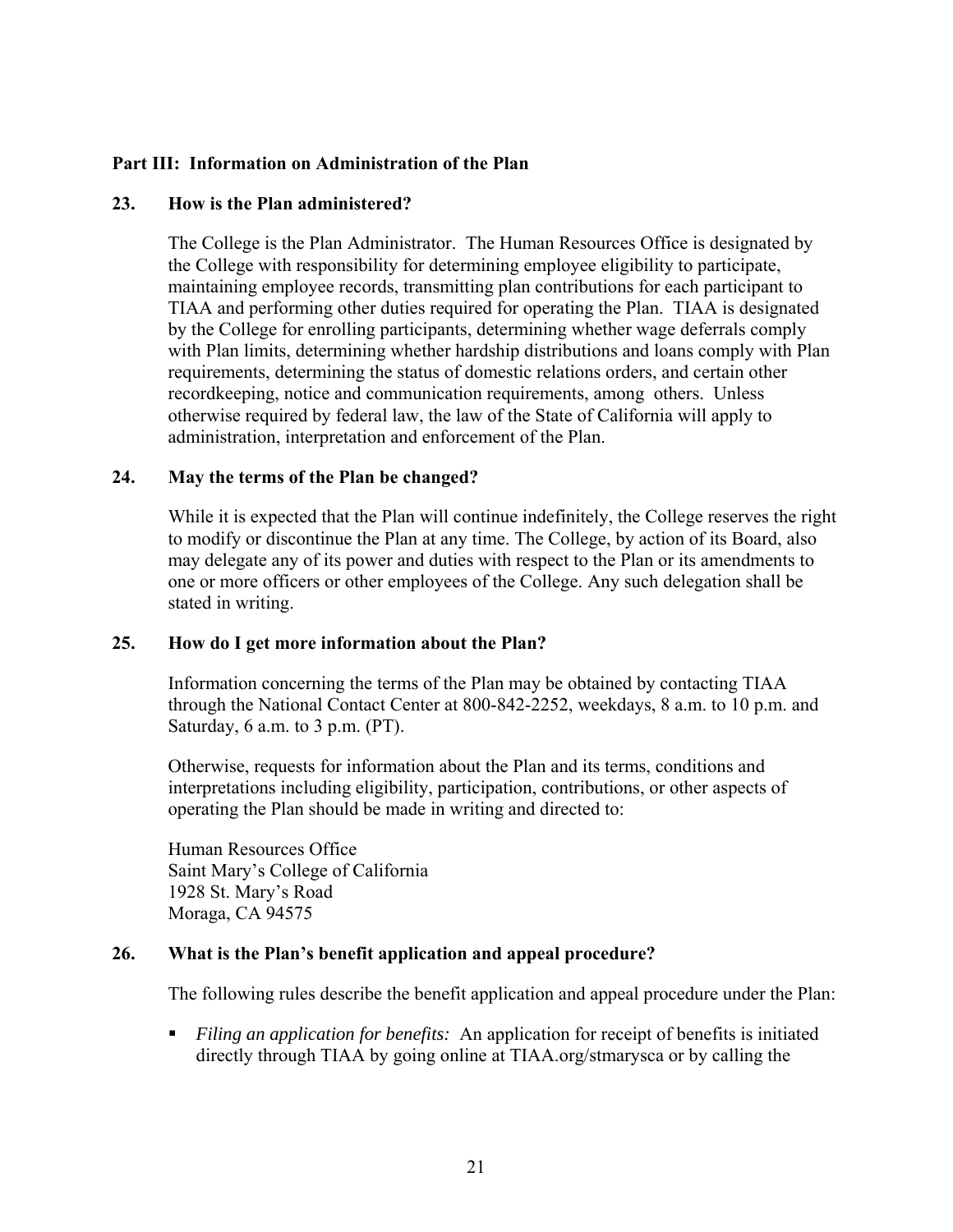## Part III: Information on Administration of the Plan

### 23. How is the Plan administered?

The College is the Plan Administrator. The Human Resources Office is designated by the College with responsibility for determining employee eligibility to participate, maintaining employee records, transmitting plan contributions for each participant to TIAA and performing other duties required for operating the Plan. TIAA is designated by the College for enrolling participants, determining whether wage deferrals comply with Plan limits, determining whether hardship distributions and loans comply with Plan requirements, determining the status of domestic relations orders, and certain other recordkeeping, notice and communication requirements, among others. Unless otherwise required by federal law, the law of the State of California will apply to administration, interpretation and enforcement of the Plan.

### 24. May the terms of the Plan be changed?

While it is expected that the Plan will continue indefinitely, the College reserves the right to modify or discontinue the Plan at any time. The College, by action of its Board, also may delegate any of its power and duties with respect to the Plan or its amendments to one or more officers or other employees of the College. Any such delegation shall be stated in writing.

### 25. How do I get more information about the Plan?

Information concerning the terms of the Plan may be obtained by contacting TIAA through the National Contact Center at 800-842-2252, weekdays, 8 a.m. to 10 p.m. and Saturday, 6 a.m. to 3 p.m. (PT).

Otherwise, requests for information about the Plan and its terms, conditions and interpretations including eligibility, participation, contributions, or other aspects of operating the Plan should be made in writing and directed to:

Human Resources Office
Saint Mary's College of California
1928 St. Mary's Road
Moraga, CA 94575

### 26. What is the Plan's benefit application and appeal procedure?

The following rules describe the benefit application and appeal procedure under the Plan:

- *Filing an application for benefits:* An application for receipt of benefits is initiated directly through TIAA by going online at TIAA.org/stmarysca or by calling the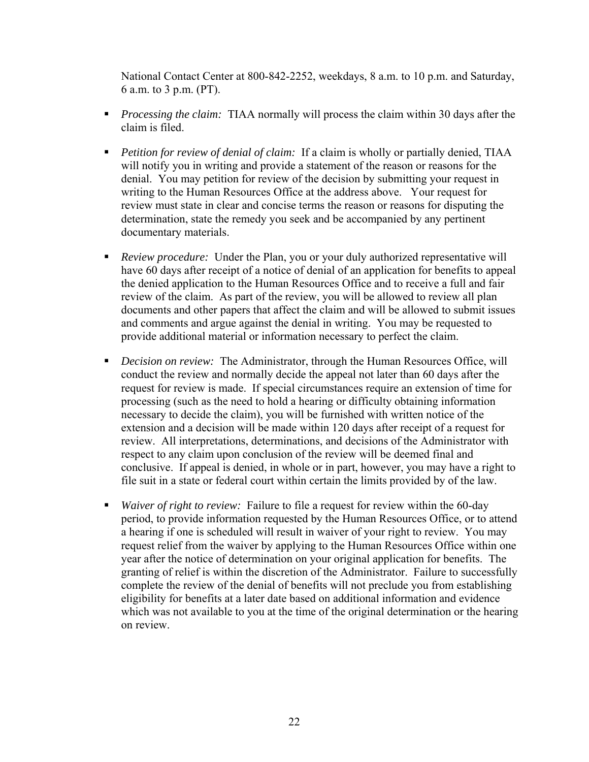National Contact Center at 800-842-2252, weekdays, 8 a.m. to 10 p.m. and Saturday, 6 a.m. to 3 p.m. (PT).

- *Processing the claim:* TIAA normally will process the claim within 30 days after the claim is filed.

- *Petition for review of denial of claim:* If a claim is wholly or partially denied, TIAA will notify you in writing and provide a statement of the reason or reasons for the denial. You may petition for review of the decision by submitting your request in writing to the Human Resources Office at the address above. Your request for review must state in clear and concise terms the reason or reasons for disputing the determination, state the remedy you seek and be accompanied by any pertinent documentary materials.

- *Review procedure:* Under the Plan, you or your duly authorized representative will have 60 days after receipt of a notice of denial of an application for benefits to appeal the denied application to the Human Resources Office and to receive a full and fair review of the claim. As part of the review, you will be allowed to review all plan documents and other papers that affect the claim and will be allowed to submit issues and comments and argue against the denial in writing. You may be requested to provide additional material or information necessary to perfect the claim.

- *Decision on review:* The Administrator, through the Human Resources Office, will conduct the review and normally decide the appeal not later than 60 days after the request for review is made. If special circumstances require an extension of time for processing (such as the need to hold a hearing or difficulty obtaining information necessary to decide the claim), you will be furnished with written notice of the extension and a decision will be made within 120 days after receipt of a request for review. All interpretations, determinations, and decisions of the Administrator with respect to any claim upon conclusion of the review will be deemed final and conclusive. If appeal is denied, in whole or in part, however, you may have a right to file suit in a state or federal court within certain the limits provided by of the law.

- *Waiver of right to review:* Failure to file a request for review within the 60-day period, to provide information requested by the Human Resources Office, or to attend a hearing if one is scheduled will result in waiver of your right to review. You may request relief from the waiver by applying to the Human Resources Office within one year after the notice of determination on your original application for benefits. The granting of relief is within the discretion of the Administrator. Failure to successfully complete the review of the denial of benefits will not preclude you from establishing eligibility for benefits at a later date based on additional information and evidence which was not available to you at the time of the original determination or the hearing on review.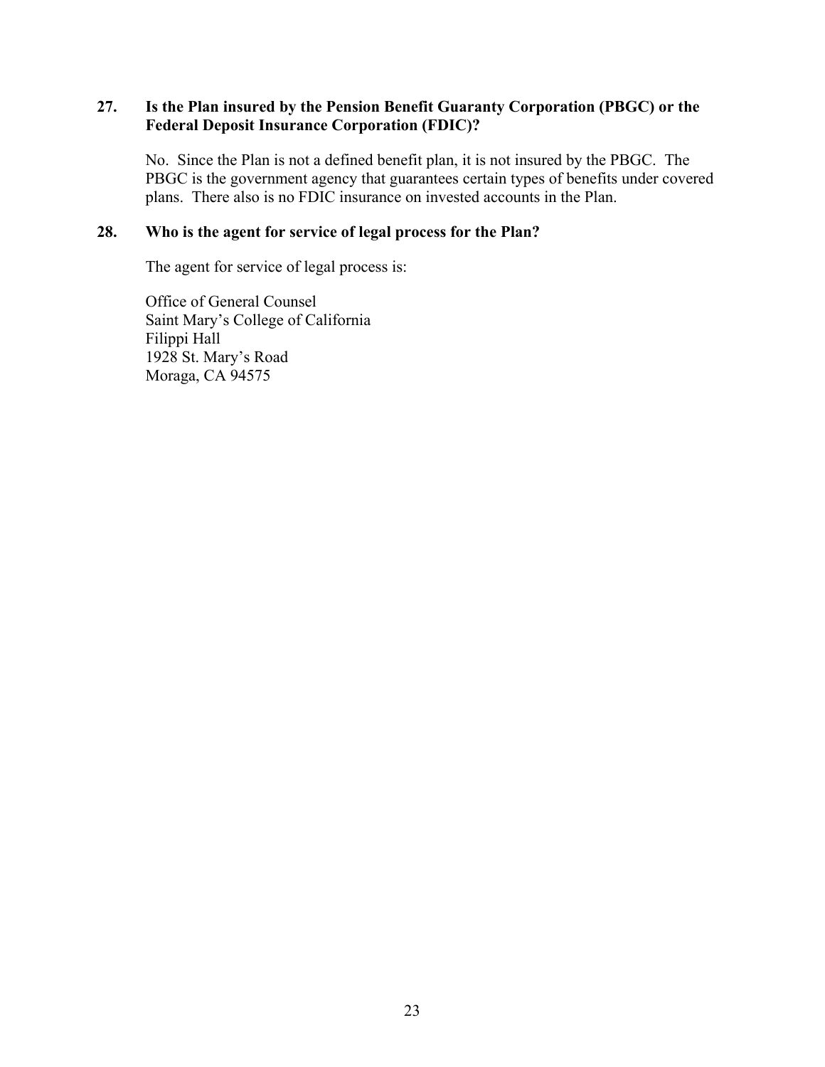**27. Is the Plan insured by the Pension Benefit Guaranty Corporation (PBGC) or the Federal Deposit Insurance Corporation (FDIC)?**

No. Since the Plan is not a defined benefit plan, it is not insured by the PBGC. The PBGC is the government agency that guarantees certain types of benefits under covered plans. There also is no FDIC insurance on invested accounts in the Plan.

**28. Who is the agent for service of legal process for the Plan?**

The agent for service of legal process is:

Office of General Counsel
Saint Mary's College of California
Filippi Hall
1928 St. Mary's Road
Moraga, CA 94575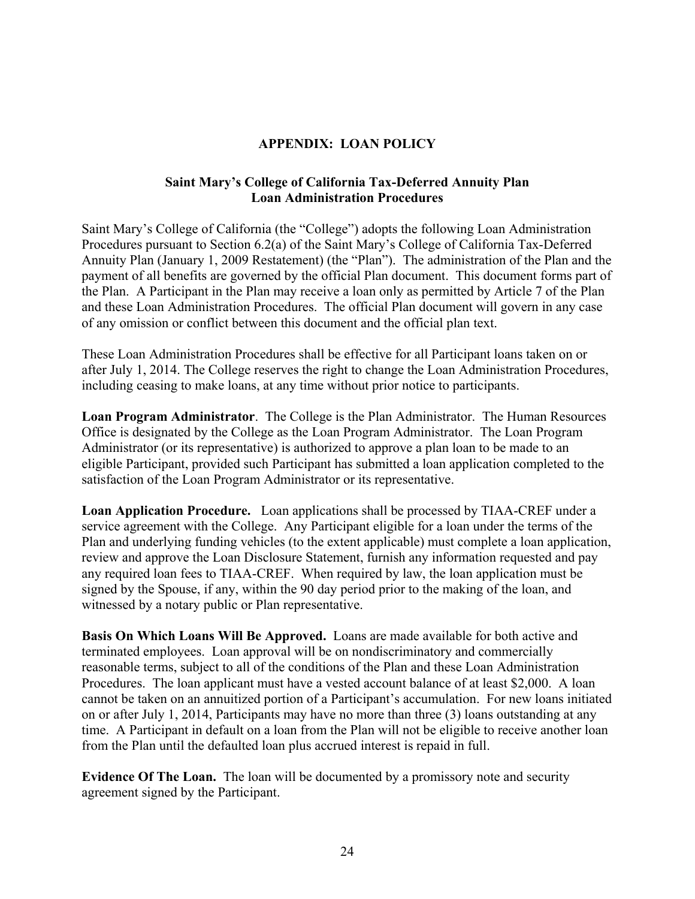## APPENDIX: LOAN POLICY

### Saint Mary's College of California Tax-Deferred Annuity Plan
### Loan Administration Procedures

Saint Mary's College of California (the "College") adopts the following Loan Administration Procedures pursuant to Section 6.2(a) of the Saint Mary's College of California Tax-Deferred Annuity Plan (January 1, 2009 Restatement) (the "Plan"). The administration of the Plan and the payment of all benefits are governed by the official Plan document. This document forms part of the Plan. A Participant in the Plan may receive a loan only as permitted by Article 7 of the Plan and these Loan Administration Procedures. The official Plan document will govern in any case of any omission or conflict between this document and the official plan text.

These Loan Administration Procedures shall be effective for all Participant loans taken on or after July 1, 2014. The College reserves the right to change the Loan Administration Procedures, including ceasing to make loans, at any time without prior notice to participants.

**Loan Program Administrator**. The College is the Plan Administrator. The Human Resources Office is designated by the College as the Loan Program Administrator. The Loan Program Administrator (or its representative) is authorized to approve a plan loan to be made to an eligible Participant, provided such Participant has submitted a loan application completed to the satisfaction of the Loan Program Administrator or its representative.

**Loan Application Procedure.** Loan applications shall be processed by TIAA-CREF under a service agreement with the College. Any Participant eligible for a loan under the terms of the Plan and underlying funding vehicles (to the extent applicable) must complete a loan application, review and approve the Loan Disclosure Statement, furnish any information requested and pay any required loan fees to TIAA-CREF. When required by law, the loan application must be signed by the Spouse, if any, within the 90 day period prior to the making of the loan, and witnessed by a notary public or Plan representative.

**Basis On Which Loans Will Be Approved.** Loans are made available for both active and terminated employees. Loan approval will be on nondiscriminatory and commercially reasonable terms, subject to all of the conditions of the Plan and these Loan Administration Procedures. The loan applicant must have a vested account balance of at least $2,000. A loan cannot be taken on an annuitized portion of a Participant's accumulation. For new loans initiated on or after July 1, 2014, Participants may have no more than three (3) loans outstanding at any time. A Participant in default on a loan from the Plan will not be eligible to receive another loan from the Plan until the defaulted loan plus accrued interest is repaid in full.

**Evidence Of The Loan.** The loan will be documented by a promissory note and security agreement signed by the Participant.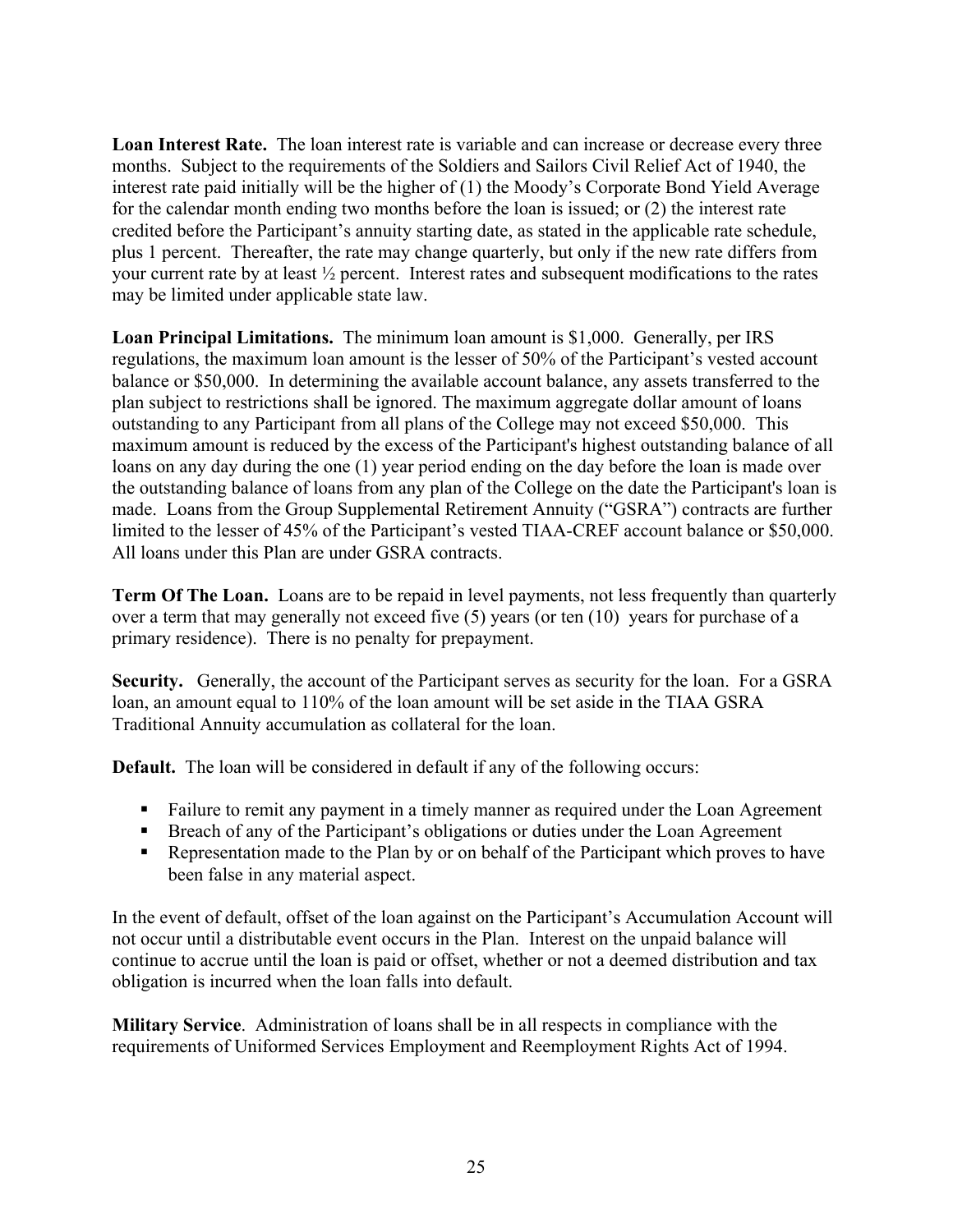**Loan Interest Rate.** The loan interest rate is variable and can increase or decrease every three months. Subject to the requirements of the Soldiers and Sailors Civil Relief Act of 1940, the interest rate paid initially will be the higher of (1) the Moody's Corporate Bond Yield Average for the calendar month ending two months before the loan is issued; or (2) the interest rate credited before the Participant's annuity starting date, as stated in the applicable rate schedule, plus 1 percent. Thereafter, the rate may change quarterly, but only if the new rate differs from your current rate by at least ½ percent. Interest rates and subsequent modifications to the rates may be limited under applicable state law.

**Loan Principal Limitations.** The minimum loan amount is $1,000. Generally, per IRS regulations, the maximum loan amount is the lesser of 50% of the Participant's vested account balance or $50,000. In determining the available account balance, any assets transferred to the plan subject to restrictions shall be ignored. The maximum aggregate dollar amount of loans outstanding to any Participant from all plans of the College may not exceed $50,000. This maximum amount is reduced by the excess of the Participant's highest outstanding balance of all loans on any day during the one (1) year period ending on the day before the loan is made over the outstanding balance of loans from any plan of the College on the date the Participant's loan is made. Loans from the Group Supplemental Retirement Annuity ("GSRA") contracts are further limited to the lesser of 45% of the Participant's vested TIAA-CREF account balance or $50,000. All loans under this Plan are under GSRA contracts.

**Term Of The Loan.** Loans are to be repaid in level payments, not less frequently than quarterly over a term that may generally not exceed five (5) years (or ten (10) years for purchase of a primary residence). There is no penalty for prepayment.

**Security.** Generally, the account of the Participant serves as security for the loan. For a GSRA loan, an amount equal to 110% of the loan amount will be set aside in the TIAA GSRA Traditional Annuity accumulation as collateral for the loan.

**Default.** The loan will be considered in default if any of the following occurs:

- Failure to remit any payment in a timely manner as required under the Loan Agreement
- Breach of any of the Participant's obligations or duties under the Loan Agreement
- Representation made to the Plan by or on behalf of the Participant which proves to have been false in any material aspect.

In the event of default, offset of the loan against on the Participant's Accumulation Account will not occur until a distributable event occurs in the Plan. Interest on the unpaid balance will continue to accrue until the loan is paid or offset, whether or not a deemed distribution and tax obligation is incurred when the loan falls into default.

**Military Service**. Administration of loans shall be in all respects in compliance with the requirements of Uniformed Services Employment and Reemployment Rights Act of 1994.